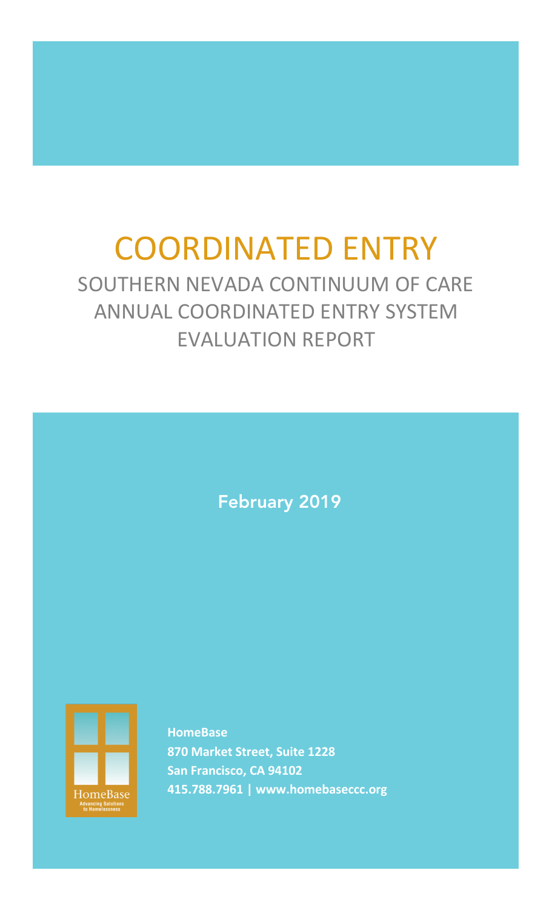# COORDINATED ENTRY

## SOUTHERN NEVADA CONTINUUM OF CARE ANNUAL COORDINATED ENTRY SYSTEM EVALUATION REPORT

February 2019

HomeBase
Advancing Solutions to Homelessness

**HomeBase**
**870 Market Street, Suite 1228**
**San Francisco, CA 94102**
**415.788.7961 | www.homebaseccc.org**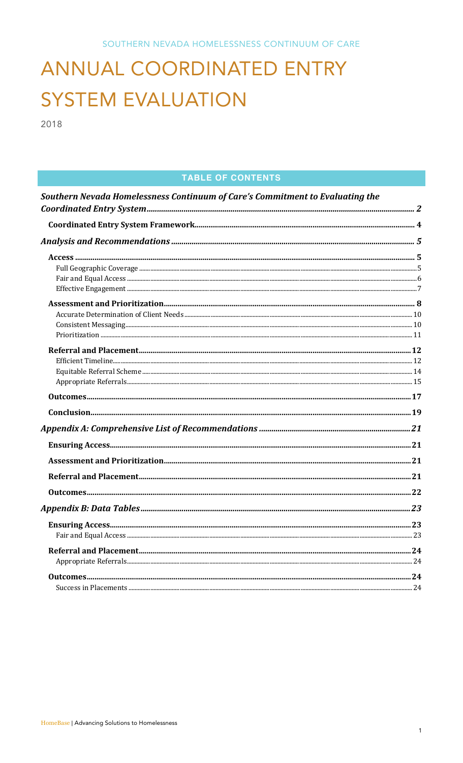SOUTHERN NEVADA HOMELESSNESS CONTINUUM OF CARE

# ANNUAL COORDINATED ENTRY SYSTEM EVALUATION

2018

## TABLE OF CONTENTS

*Southern Nevada Homelessness Continuum of Care's Commitment to Evaluating the Coordinated Entry System* ..... 2

**Coordinated Entry System Framework** ..... 4

*Analysis and Recommendations* ..... 5

**Access** ..... 5
- Full Geographic Coverage ..... 5
- Fair and Equal Access ..... 6
- Effective Engagement ..... 7

**Assessment and Prioritization** ..... 8
- Accurate Determination of Client Needs ..... 10
- Consistent Messaging ..... 10
- Prioritization ..... 11

**Referral and Placement** ..... 12
- Efficient Timeline ..... 12
- Equitable Referral Scheme ..... 14
- Appropriate Referrals ..... 15

**Outcomes** ..... 17

**Conclusion** ..... 19

*Appendix A: Comprehensive List of Recommendations* ..... 21

**Ensuring Access** ..... 21

**Assessment and Prioritization** ..... 21

**Referral and Placement** ..... 21

**Outcomes** ..... 22

*Appendix B: Data Tables* ..... 23

**Ensuring Access** ..... 23
- Fair and Equal Access ..... 23

**Referral and Placement** ..... 24
- Appropriate Referrals ..... 24

**Outcomes** ..... 24
- Success in Placements ..... 24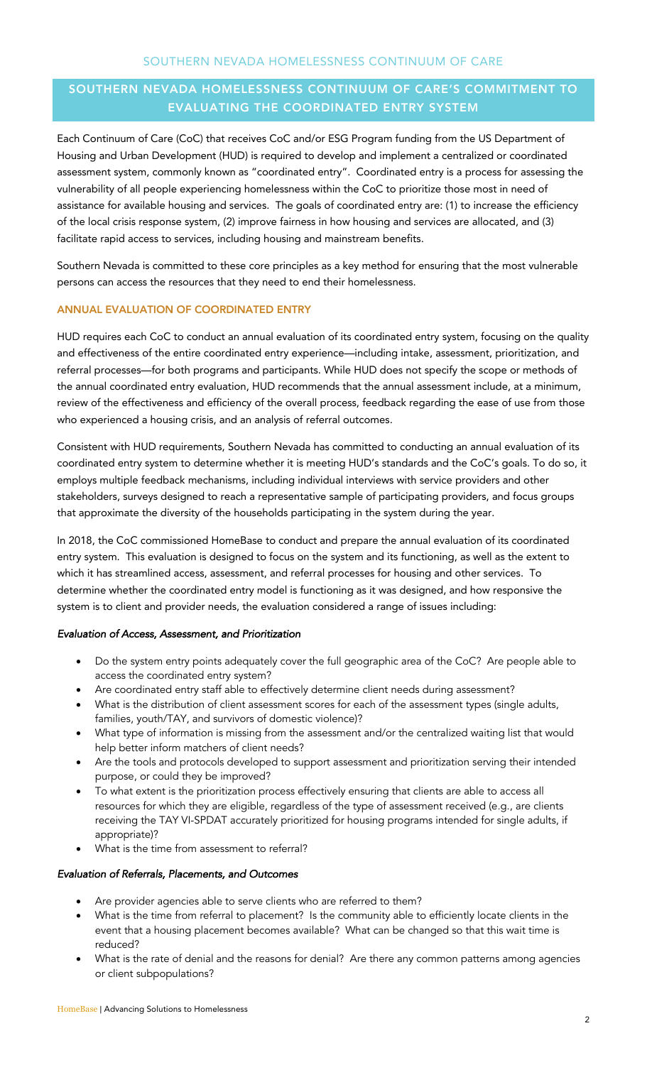## SOUTHERN NEVADA HOMELESSNESS CONTINUUM OF CARE'S COMMITMENT TO EVALUATING THE COORDINATED ENTRY SYSTEM

Each Continuum of Care (CoC) that receives CoC and/or ESG Program funding from the US Department of Housing and Urban Development (HUD) is required to develop and implement a centralized or coordinated assessment system, commonly known as "coordinated entry". Coordinated entry is a process for assessing the vulnerability of all people experiencing homelessness within the CoC to prioritize those most in need of assistance for available housing and services. The goals of coordinated entry are: (1) to increase the efficiency of the local crisis response system, (2) improve fairness in how housing and services are allocated, and (3) facilitate rapid access to services, including housing and mainstream benefits.

Southern Nevada is committed to these core principles as a key method for ensuring that the most vulnerable persons can access the resources that they need to end their homelessness.

### ANNUAL EVALUATION OF COORDINATED ENTRY

HUD requires each CoC to conduct an annual evaluation of its coordinated entry system, focusing on the quality and effectiveness of the entire coordinated entry experience—including intake, assessment, prioritization, and referral processes—for both programs and participants. While HUD does not specify the scope or methods of the annual coordinated entry evaluation, HUD recommends that the annual assessment include, at a minimum, review of the effectiveness and efficiency of the overall process, feedback regarding the ease of use from those who experienced a housing crisis, and an analysis of referral outcomes.

Consistent with HUD requirements, Southern Nevada has committed to conducting an annual evaluation of its coordinated entry system to determine whether it is meeting HUD's standards and the CoC's goals. To do so, it employs multiple feedback mechanisms, including individual interviews with service providers and other stakeholders, surveys designed to reach a representative sample of participating providers, and focus groups that approximate the diversity of the households participating in the system during the year.

In 2018, the CoC commissioned HomeBase to conduct and prepare the annual evaluation of its coordinated entry system. This evaluation is designed to focus on the system and its functioning, as well as the extent to which it has streamlined access, assessment, and referral processes for housing and other services. To determine whether the coordinated entry model is functioning as it was designed, and how responsive the system is to client and provider needs, the evaluation considered a range of issues including:

#### *Evaluation of Access, Assessment, and Prioritization*

- Do the system entry points adequately cover the full geographic area of the CoC? Are people able to access the coordinated entry system?
- Are coordinated entry staff able to effectively determine client needs during assessment?
- What is the distribution of client assessment scores for each of the assessment types (single adults, families, youth/TAY, and survivors of domestic violence)?
- What type of information is missing from the assessment and/or the centralized waiting list that would help better inform matchers of client needs?
- Are the tools and protocols developed to support assessment and prioritization serving their intended purpose, or could they be improved?
- To what extent is the prioritization process effectively ensuring that clients are able to access all resources for which they are eligible, regardless of the type of assessment received (e.g., are clients receiving the TAY VI-SPDAT accurately prioritized for housing programs intended for single adults, if appropriate)?
- What is the time from assessment to referral?

#### *Evaluation of Referrals, Placements, and Outcomes*

- Are provider agencies able to serve clients who are referred to them?
- What is the time from referral to placement? Is the community able to efficiently locate clients in the event that a housing placement becomes available? What can be changed so that this wait time is reduced?
- What is the rate of denial and the reasons for denial? Are there any common patterns among agencies or client subpopulations?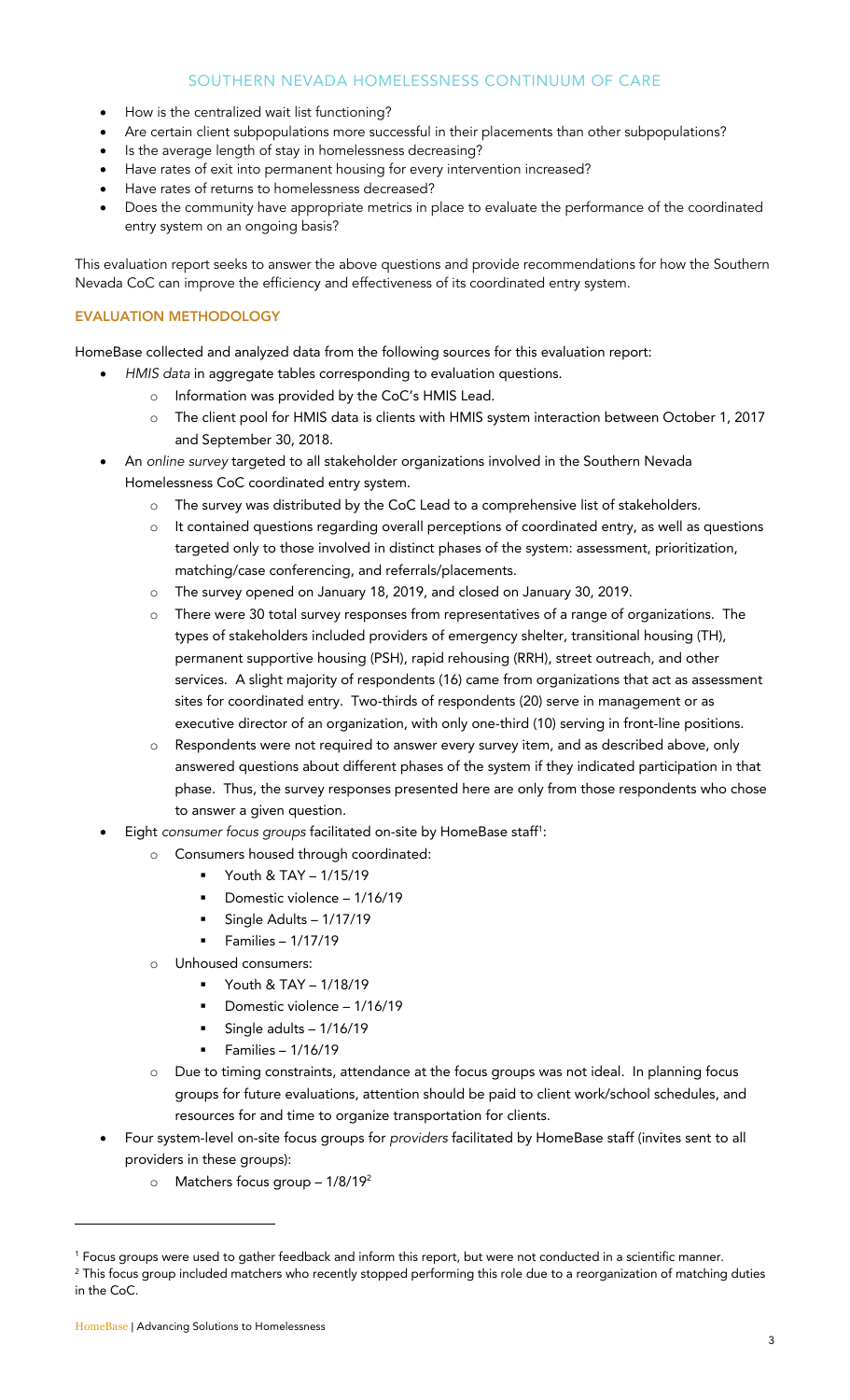- How is the centralized wait list functioning?
- Are certain client subpopulations more successful in their placements than other subpopulations?
- Is the average length of stay in homelessness decreasing?
- Have rates of exit into permanent housing for every intervention increased?
- Have rates of returns to homelessness decreased?
- Does the community have appropriate metrics in place to evaluate the performance of the coordinated entry system on an ongoing basis?

This evaluation report seeks to answer the above questions and provide recommendations for how the Southern Nevada CoC can improve the efficiency and effectiveness of its coordinated entry system.

## EVALUATION METHODOLOGY

HomeBase collected and analyzed data from the following sources for this evaluation report:

- *HMIS data* in aggregate tables corresponding to evaluation questions.
  - Information was provided by the CoC's HMIS Lead.
  - The client pool for HMIS data is clients with HMIS system interaction between October 1, 2017 and September 30, 2018.
- An *online survey* targeted to all stakeholder organizations involved in the Southern Nevada Homelessness CoC coordinated entry system.
  - The survey was distributed by the CoC Lead to a comprehensive list of stakeholders.
  - It contained questions regarding overall perceptions of coordinated entry, as well as questions targeted only to those involved in distinct phases of the system: assessment, prioritization, matching/case conferencing, and referrals/placements.
  - The survey opened on January 18, 2019, and closed on January 30, 2019.
  - There were 30 total survey responses from representatives of a range of organizations. The types of stakeholders included providers of emergency shelter, transitional housing (TH), permanent supportive housing (PSH), rapid rehousing (RRH), street outreach, and other services. A slight majority of respondents (16) came from organizations that act as assessment sites for coordinated entry. Two-thirds of respondents (20) serve in management or as executive director of an organization, with only one-third (10) serving in front-line positions.
  - Respondents were not required to answer every survey item, and as described above, only answered questions about different phases of the system if they indicated participation in that phase. Thus, the survey responses presented here are only from those respondents who chose to answer a given question.
- Eight *consumer focus groups* facilitated on-site by HomeBase staff[1]:
  - Consumers housed through coordinated:
    - Youth & TAY – 1/15/19
    - Domestic violence – 1/16/19
    - Single Adults – 1/17/19
    - Families – 1/17/19
  - Unhoused consumers:
    - Youth & TAY – 1/18/19
    - Domestic violence – 1/16/19
    - Single adults – 1/16/19
    - Families – 1/16/19
  - Due to timing constraints, attendance at the focus groups was not ideal. In planning focus groups for future evaluations, attention should be paid to client work/school schedules, and resources for and time to organize transportation for clients.
- Four system-level on-site focus groups for *providers* facilitated by HomeBase staff (invites sent to all providers in these groups):
  - Matchers focus group – 1/8/19[2]

[1] Focus groups were used to gather feedback and inform this report, but were not conducted in a scientific manner.

[2] This focus group included matchers who recently stopped performing this role due to a reorganization of matching duties in the CoC.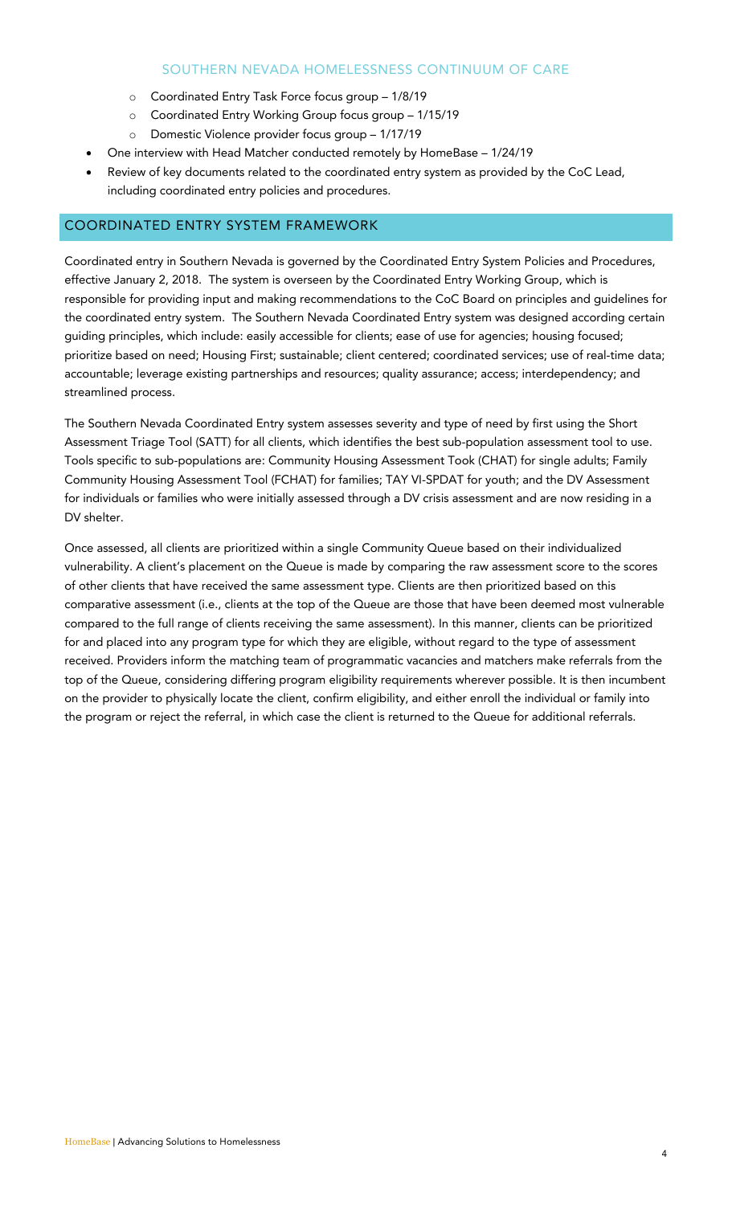- Coordinated Entry Task Force focus group – 1/8/19
    - Coordinated Entry Working Group focus group – 1/15/19
    - Domestic Violence provider focus group – 1/17/19
- One interview with Head Matcher conducted remotely by HomeBase – 1/24/19
- Review of key documents related to the coordinated entry system as provided by the CoC Lead, including coordinated entry policies and procedures.

## COORDINATED ENTRY SYSTEM FRAMEWORK

Coordinated entry in Southern Nevada is governed by the Coordinated Entry System Policies and Procedures, effective January 2, 2018. The system is overseen by the Coordinated Entry Working Group, which is responsible for providing input and making recommendations to the CoC Board on principles and guidelines for the coordinated entry system. The Southern Nevada Coordinated Entry system was designed according certain guiding principles, which include: easily accessible for clients; ease of use for agencies; housing focused; prioritize based on need; Housing First; sustainable; client centered; coordinated services; use of real-time data; accountable; leverage existing partnerships and resources; quality assurance; access; interdependency; and streamlined process.

The Southern Nevada Coordinated Entry system assesses severity and type of need by first using the Short Assessment Triage Tool (SATT) for all clients, which identifies the best sub-population assessment tool to use. Tools specific to sub-populations are: Community Housing Assessment Took (CHAT) for single adults; Family Community Housing Assessment Tool (FCHAT) for families; TAY VI-SPDAT for youth; and the DV Assessment for individuals or families who were initially assessed through a DV crisis assessment and are now residing in a DV shelter.

Once assessed, all clients are prioritized within a single Community Queue based on their individualized vulnerability. A client's placement on the Queue is made by comparing the raw assessment score to the scores of other clients that have received the same assessment type. Clients are then prioritized based on this comparative assessment (i.e., clients at the top of the Queue are those that have been deemed most vulnerable compared to the full range of clients receiving the same assessment). In this manner, clients can be prioritized for and placed into any program type for which they are eligible, without regard to the type of assessment received. Providers inform the matching team of programmatic vacancies and matchers make referrals from the top of the Queue, considering differing program eligibility requirements wherever possible. It is then incumbent on the provider to physically locate the client, confirm eligibility, and either enroll the individual or family into the program or reject the referral, in which case the client is returned to the Queue for additional referrals.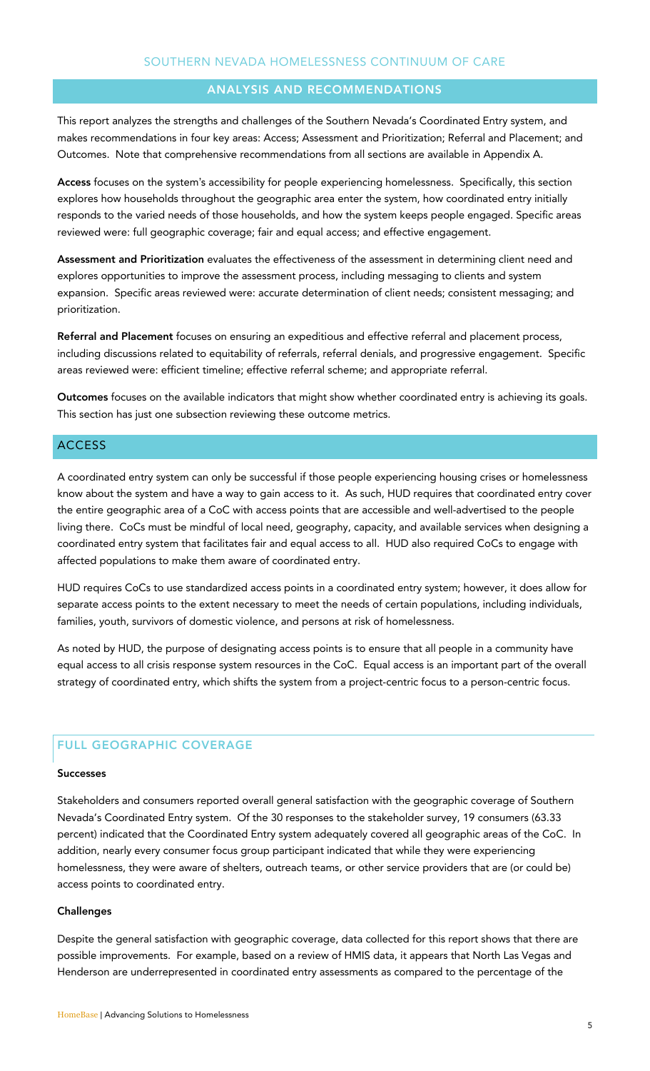## ANALYSIS AND RECOMMENDATIONS

This report analyzes the strengths and challenges of the Southern Nevada's Coordinated Entry system, and makes recommendations in four key areas: Access; Assessment and Prioritization; Referral and Placement; and Outcomes. Note that comprehensive recommendations from all sections are available in Appendix A.

**Access** focuses on the system's accessibility for people experiencing homelessness. Specifically, this section explores how households throughout the geographic area enter the system, how coordinated entry initially responds to the varied needs of those households, and how the system keeps people engaged. Specific areas reviewed were: full geographic coverage; fair and equal access; and effective engagement.

**Assessment and Prioritization** evaluates the effectiveness of the assessment in determining client need and explores opportunities to improve the assessment process, including messaging to clients and system expansion. Specific areas reviewed were: accurate determination of client needs; consistent messaging; and prioritization.

**Referral and Placement** focuses on ensuring an expeditious and effective referral and placement process, including discussions related to equitability of referrals, referral denials, and progressive engagement. Specific areas reviewed were: efficient timeline; effective referral scheme; and appropriate referral.

**Outcomes** focuses on the available indicators that might show whether coordinated entry is achieving its goals. This section has just one subsection reviewing these outcome metrics.

## ACCESS

A coordinated entry system can only be successful if those people experiencing housing crises or homelessness know about the system and have a way to gain access to it. As such, HUD requires that coordinated entry cover the entire geographic area of a CoC with access points that are accessible and well-advertised to the people living there. CoCs must be mindful of local need, geography, capacity, and available services when designing a coordinated entry system that facilitates fair and equal access to all. HUD also required CoCs to engage with affected populations to make them aware of coordinated entry.

HUD requires CoCs to use standardized access points in a coordinated entry system; however, it does allow for separate access points to the extent necessary to meet the needs of certain populations, including individuals, families, youth, survivors of domestic violence, and persons at risk of homelessness.

As noted by HUD, the purpose of designating access points is to ensure that all people in a community have equal access to all crisis response system resources in the CoC. Equal access is an important part of the overall strategy of coordinated entry, which shifts the system from a project-centric focus to a person-centric focus.

### FULL GEOGRAPHIC COVERAGE

#### Successes

Stakeholders and consumers reported overall general satisfaction with the geographic coverage of Southern Nevada's Coordinated Entry system. Of the 30 responses to the stakeholder survey, 19 consumers (63.33 percent) indicated that the Coordinated Entry system adequately covered all geographic areas of the CoC. In addition, nearly every consumer focus group participant indicated that while they were experiencing homelessness, they were aware of shelters, outreach teams, or other service providers that are (or could be) access points to coordinated entry.

#### Challenges

Despite the general satisfaction with geographic coverage, data collected for this report shows that there are possible improvements. For example, based on a review of HMIS data, it appears that North Las Vegas and Henderson are underrepresented in coordinated entry assessments as compared to the percentage of the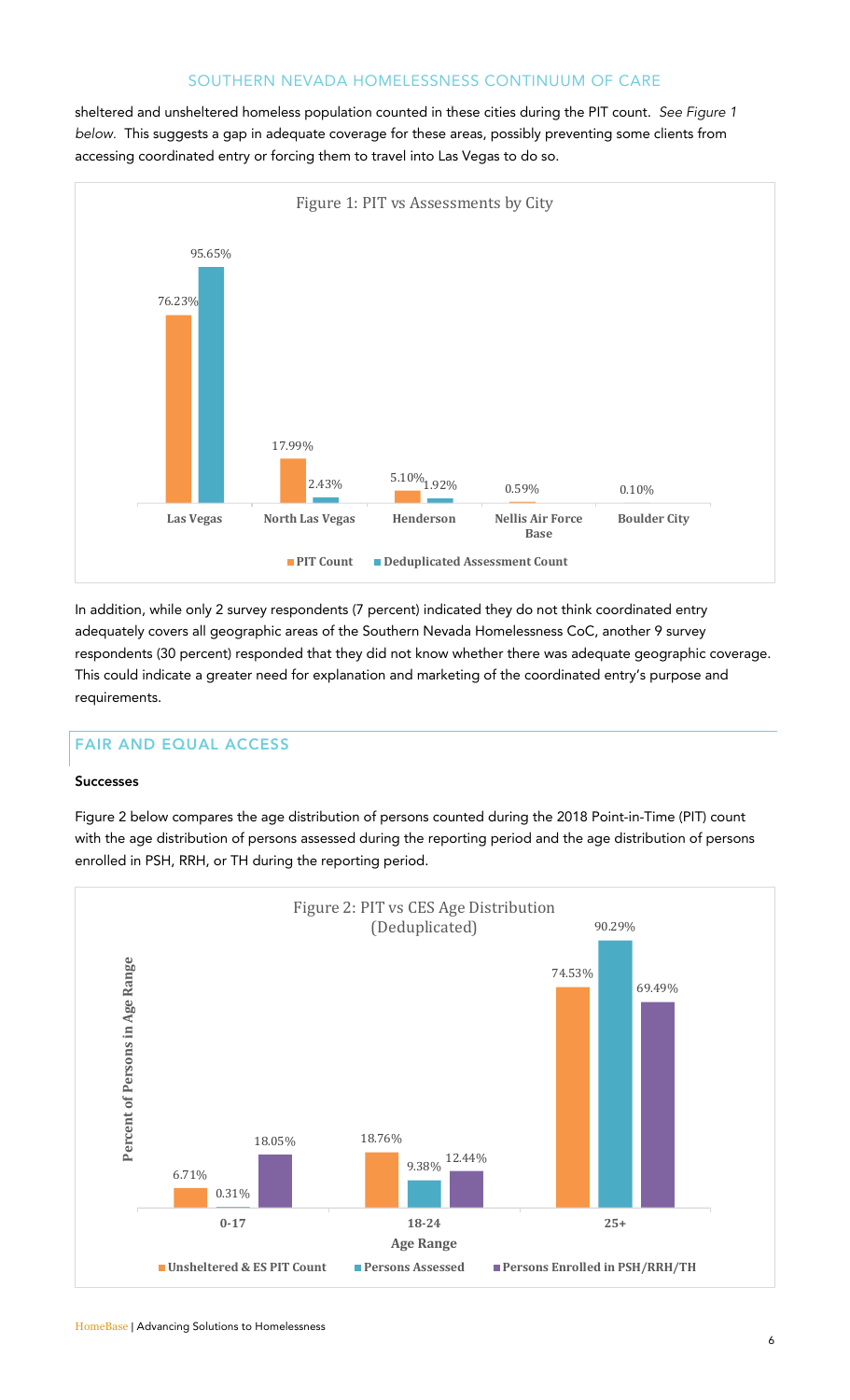sheltered and unsheltered homeless population counted in these cities during the PIT count. *See Figure 1 below.* This suggests a gap in adequate coverage for these areas, possibly preventing some clients from accessing coordinated entry or forcing them to travel into Las Vegas to do so.

Figure 1: PIT vs Assessments by City

| City | PIT Count | Deduplicated Assessment Count |
| --- | --- | --- |
| Las Vegas | 76.23% | 95.65% |
| North Las Vegas | 17.99% | 2.43% |
| Henderson | 5.10% | 1.92% |
| Nellis Air Force Base | 0.59% | |
| Boulder City | 0.10% | |

In addition, while only 2 survey respondents (7 percent) indicated they do not think coordinated entry adequately covers all geographic areas of the Southern Nevada Homelessness CoC, another 9 survey respondents (30 percent) responded that they did not know whether there was adequate geographic coverage. This could indicate a greater need for explanation and marketing of the coordinated entry's purpose and requirements.

## FAIR AND EQUAL ACCESS

**Successes**

Figure 2 below compares the age distribution of persons counted during the 2018 Point-in-Time (PIT) count with the age distribution of persons assessed during the reporting period and the age distribution of persons enrolled in PSH, RRH, or TH during the reporting period.

Figure 2: PIT vs CES Age Distribution (Deduplicated)

| Age Range | Unsheltered & ES PIT Count | Persons Assessed | Persons Enrolled in PSH/RRH/TH |
| --- | --- | --- | --- |
| 0-17 | 6.71% | 0.31% | 18.05% |
| 18-24 | 18.76% | 9.38% | 12.44% |
| 25+ | 74.53% | 90.29% | 69.49% |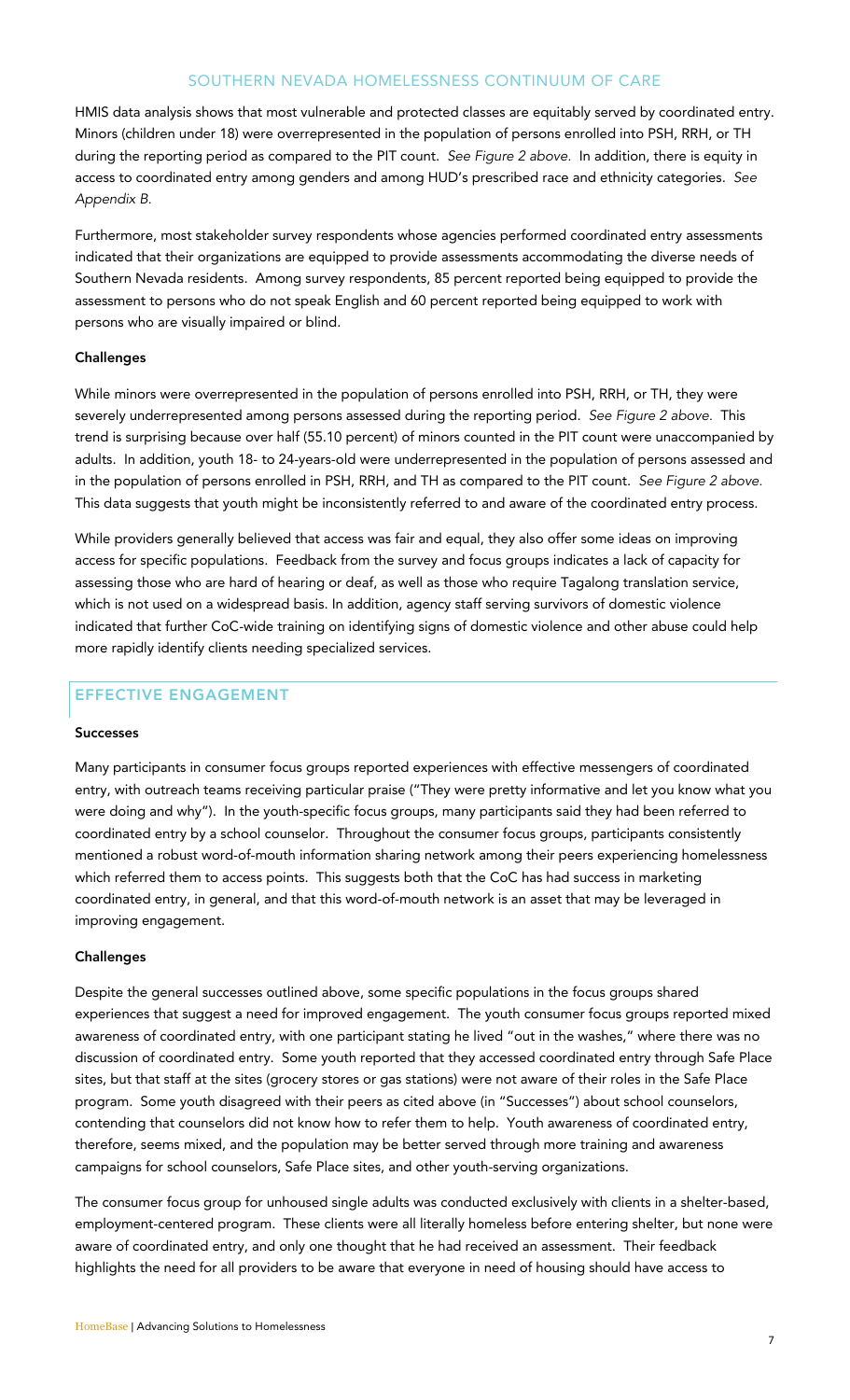HMIS data analysis shows that most vulnerable and protected classes are equitably served by coordinated entry. Minors (children under 18) were overrepresented in the population of persons enrolled into PSH, RRH, or TH during the reporting period as compared to the PIT count. *See Figure 2 above.* In addition, there is equity in access to coordinated entry among genders and among HUD's prescribed race and ethnicity categories. *See Appendix B.*

Furthermore, most stakeholder survey respondents whose agencies performed coordinated entry assessments indicated that their organizations are equipped to provide assessments accommodating the diverse needs of Southern Nevada residents. Among survey respondents, 85 percent reported being equipped to provide the assessment to persons who do not speak English and 60 percent reported being equipped to work with persons who are visually impaired or blind.

**Challenges**

While minors were overrepresented in the population of persons enrolled into PSH, RRH, or TH, they were severely underrepresented among persons assessed during the reporting period. *See Figure 2 above.* This trend is surprising because over half (55.10 percent) of minors counted in the PIT count were unaccompanied by adults. In addition, youth 18- to 24-years-old were underrepresented in the population of persons assessed and in the population of persons enrolled in PSH, RRH, and TH as compared to the PIT count. *See Figure 2 above.* This data suggests that youth might be inconsistently referred to and aware of the coordinated entry process.

While providers generally believed that access was fair and equal, they also offer some ideas on improving access for specific populations. Feedback from the survey and focus groups indicates a lack of capacity for assessing those who are hard of hearing or deaf, as well as those who require Tagalong translation service, which is not used on a widespread basis. In addition, agency staff serving survivors of domestic violence indicated that further CoC-wide training on identifying signs of domestic violence and other abuse could help more rapidly identify clients needing specialized services.

## EFFECTIVE ENGAGEMENT

**Successes**

Many participants in consumer focus groups reported experiences with effective messengers of coordinated entry, with outreach teams receiving particular praise ("They were pretty informative and let you know what you were doing and why"). In the youth-specific focus groups, many participants said they had been referred to coordinated entry by a school counselor. Throughout the consumer focus groups, participants consistently mentioned a robust word-of-mouth information sharing network among their peers experiencing homelessness which referred them to access points. This suggests both that the CoC has had success in marketing coordinated entry, in general, and that this word-of-mouth network is an asset that may be leveraged in improving engagement.

**Challenges**

Despite the general successes outlined above, some specific populations in the focus groups shared experiences that suggest a need for improved engagement. The youth consumer focus groups reported mixed awareness of coordinated entry, with one participant stating he lived "out in the washes," where there was no discussion of coordinated entry. Some youth reported that they accessed coordinated entry through Safe Place sites, but that staff at the sites (grocery stores or gas stations) were not aware of their roles in the Safe Place program. Some youth disagreed with their peers as cited above (in "Successes") about school counselors, contending that counselors did not know how to refer them to help. Youth awareness of coordinated entry, therefore, seems mixed, and the population may be better served through more training and awareness campaigns for school counselors, Safe Place sites, and other youth-serving organizations.

The consumer focus group for unhoused single adults was conducted exclusively with clients in a shelter-based, employment-centered program. These clients were all literally homeless before entering shelter, but none were aware of coordinated entry, and only one thought that he had received an assessment. Their feedback highlights the need for all providers to be aware that everyone in need of housing should have access to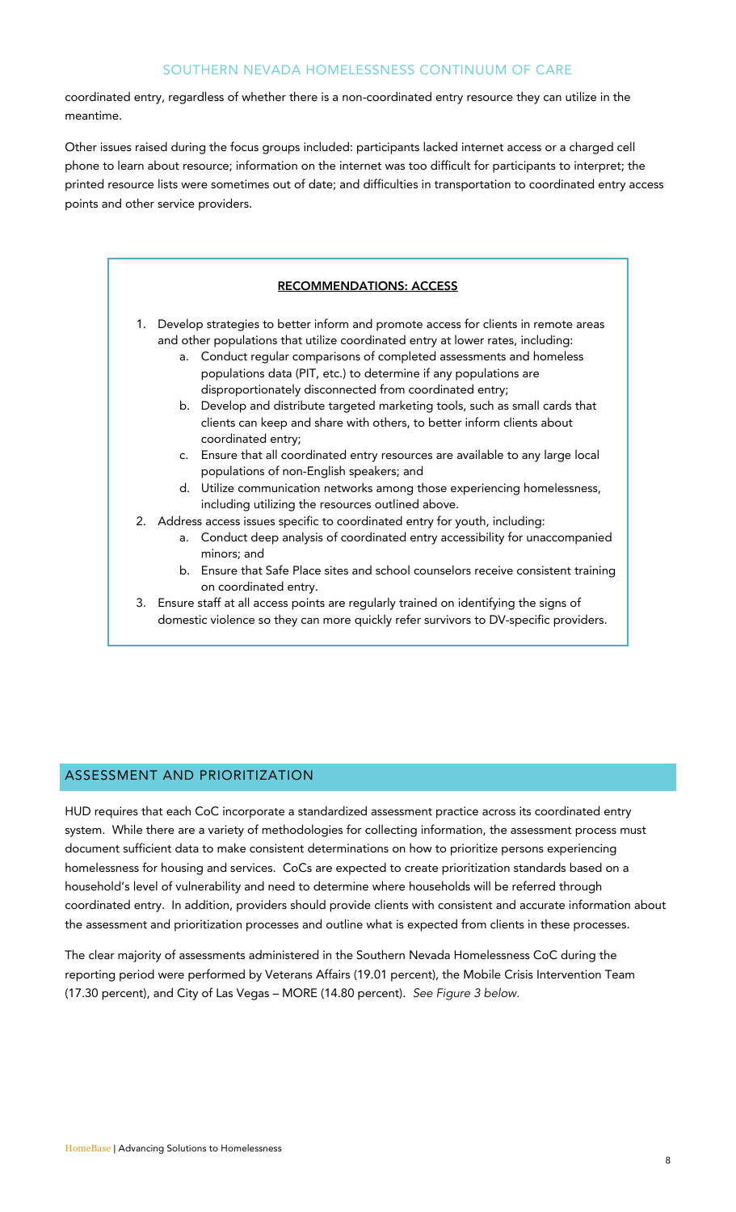coordinated entry, regardless of whether there is a non-coordinated entry resource they can utilize in the meantime.

Other issues raised during the focus groups included: participants lacked internet access or a charged cell phone to learn about resource; information on the internet was too difficult for participants to interpret; the printed resource lists were sometimes out of date; and difficulties in transportation to coordinated entry access points and other service providers.

**RECOMMENDATIONS: ACCESS**

1. Develop strategies to better inform and promote access for clients in remote areas and other populations that utilize coordinated entry at lower rates, including:
    a. Conduct regular comparisons of completed assessments and homeless populations data (PIT, etc.) to determine if any populations are disproportionately disconnected from coordinated entry;
    b. Develop and distribute targeted marketing tools, such as small cards that clients can keep and share with others, to better inform clients about coordinated entry;
    c. Ensure that all coordinated entry resources are available to any large local populations of non-English speakers; and
    d. Utilize communication networks among those experiencing homelessness, including utilizing the resources outlined above.
2. Address access issues specific to coordinated entry for youth, including:
    a. Conduct deep analysis of coordinated entry accessibility for unaccompanied minors; and
    b. Ensure that Safe Place sites and school counselors receive consistent training on coordinated entry.
3. Ensure staff at all access points are regularly trained on identifying the signs of domestic violence so they can more quickly refer survivors to DV-specific providers.

## ASSESSMENT AND PRIORITIZATION

HUD requires that each CoC incorporate a standardized assessment practice across its coordinated entry system. While there are a variety of methodologies for collecting information, the assessment process must document sufficient data to make consistent determinations on how to prioritize persons experiencing homelessness for housing and services. CoCs are expected to create prioritization standards based on a household's level of vulnerability and need to determine where households will be referred through coordinated entry. In addition, providers should provide clients with consistent and accurate information about the assessment and prioritization processes and outline what is expected from clients in these processes.

The clear majority of assessments administered in the Southern Nevada Homelessness CoC during the reporting period were performed by Veterans Affairs (19.01 percent), the Mobile Crisis Intervention Team (17.30 percent), and City of Las Vegas – MORE (14.80 percent). *See Figure 3 below.*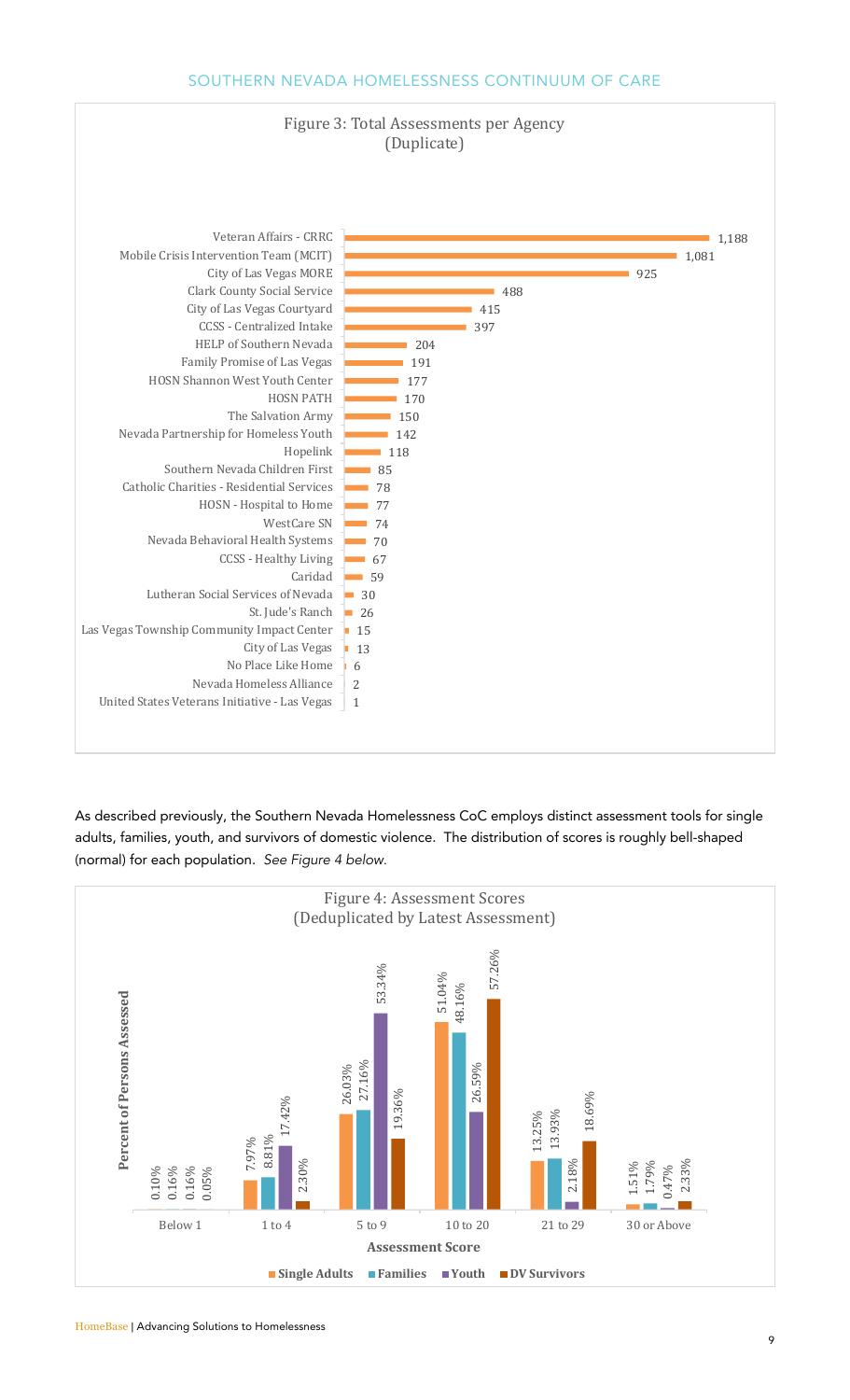Figure 3: Total Assessments per Agency (Duplicate)

| Agency | Assessments |
|---|---|
| Veteran Affairs - CRRC | 1,188 |
| Mobile Crisis Intervention Team (MCIT) | 1,081 |
| City of Las Vegas MORE | 925 |
| Clark County Social Service | 488 |
| City of Las Vegas Courtyard | 415 |
| CCSS - Centralized Intake | 397 |
| HELP of Southern Nevada | 204 |
| Family Promise of Las Vegas | 191 |
| HOSN Shannon West Youth Center | 177 |
| HOSN PATH | 170 |
| The Salvation Army | 150 |
| Nevada Partnership for Homeless Youth | 142 |
| Hopelink | 118 |
| Southern Nevada Children First | 85 |
| Catholic Charities - Residential Services | 78 |
| HOSN - Hospital to Home | 77 |
| WestCare SN | 74 |
| Nevada Behavioral Health Systems | 70 |
| CCSS - Healthy Living | 67 |
| Caridad | 59 |
| Lutheran Social Services of Nevada | 30 |
| St. Jude's Ranch | 26 |
| Las Vegas Township Community Impact Center | 15 |
| City of Las Vegas | 13 |
| No Place Like Home | 6 |
| Nevada Homeless Alliance | 2 |
| United States Veterans Initiative - Las Vegas | 1 |

As described previously, the Southern Nevada Homelessness CoC employs distinct assessment tools for single adults, families, youth, and survivors of domestic violence. The distribution of scores is roughly bell-shaped (normal) for each population. *See Figure 4 below.*

Figure 4: Assessment Scores (Deduplicated by Latest Assessment)

| Assessment Score | Single Adults | Families | Youth | DV Survivors |
|---|---|---|---|---|
| Below 1 | 0.10% | 0.16% | 0.16% | 0.05% |
| 1 to 4 | 7.97% | 8.81% | 17.42% | 2.30% |
| 5 to 9 | 26.03% | 27.16% | 53.34% | 19.36% |
| 10 to 20 | 51.04% | 48.16% | 26.59% | 57.26% |
| 21 to 29 | 13.25% | 13.93% | 2.18% | 18.69% |
| 30 or Above | 1.51% | 1.79% | 0.47% | 2.33% |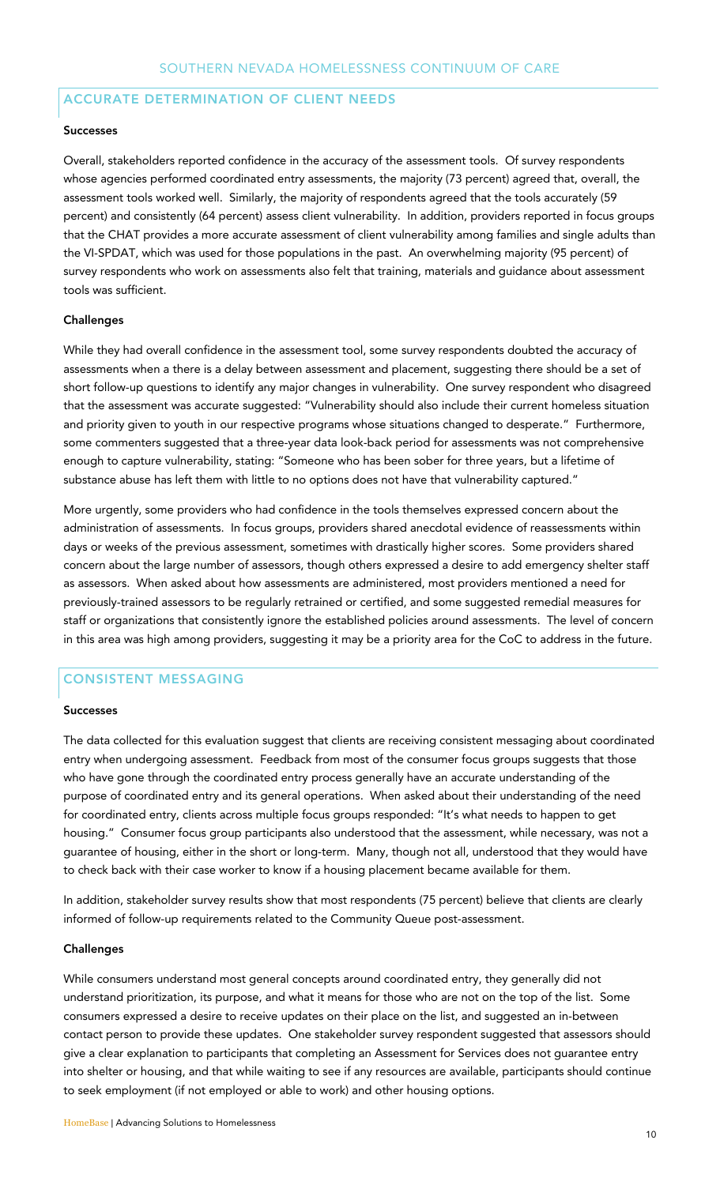## ACCURATE DETERMINATION OF CLIENT NEEDS

**Successes**

Overall, stakeholders reported confidence in the accuracy of the assessment tools. Of survey respondents whose agencies performed coordinated entry assessments, the majority (73 percent) agreed that, overall, the assessment tools worked well. Similarly, the majority of respondents agreed that the tools accurately (59 percent) and consistently (64 percent) assess client vulnerability. In addition, providers reported in focus groups that the CHAT provides a more accurate assessment of client vulnerability among families and single adults than the VI-SPDAT, which was used for those populations in the past. An overwhelming majority (95 percent) of survey respondents who work on assessments also felt that training, materials and guidance about assessment tools was sufficient.

**Challenges**

While they had overall confidence in the assessment tool, some survey respondents doubted the accuracy of assessments when a there is a delay between assessment and placement, suggesting there should be a set of short follow-up questions to identify any major changes in vulnerability. One survey respondent who disagreed that the assessment was accurate suggested: "Vulnerability should also include their current homeless situation and priority given to youth in our respective programs whose situations changed to desperate." Furthermore, some commenters suggested that a three-year data look-back period for assessments was not comprehensive enough to capture vulnerability, stating: "Someone who has been sober for three years, but a lifetime of substance abuse has left them with little to no options does not have that vulnerability captured."

More urgently, some providers who had confidence in the tools themselves expressed concern about the administration of assessments. In focus groups, providers shared anecdotal evidence of reassessments within days or weeks of the previous assessment, sometimes with drastically higher scores. Some providers shared concern about the large number of assessors, though others expressed a desire to add emergency shelter staff as assessors. When asked about how assessments are administered, most providers mentioned a need for previously-trained assessors to be regularly retrained or certified, and some suggested remedial measures for staff or organizations that consistently ignore the established policies around assessments. The level of concern in this area was high among providers, suggesting it may be a priority area for the CoC to address in the future.

## CONSISTENT MESSAGING

**Successes**

The data collected for this evaluation suggest that clients are receiving consistent messaging about coordinated entry when undergoing assessment. Feedback from most of the consumer focus groups suggests that those who have gone through the coordinated entry process generally have an accurate understanding of the purpose of coordinated entry and its general operations. When asked about their understanding of the need for coordinated entry, clients across multiple focus groups responded: "It's what needs to happen to get housing." Consumer focus group participants also understood that the assessment, while necessary, was not a guarantee of housing, either in the short or long-term. Many, though not all, understood that they would have to check back with their case worker to know if a housing placement became available for them.

In addition, stakeholder survey results show that most respondents (75 percent) believe that clients are clearly informed of follow-up requirements related to the Community Queue post-assessment.

**Challenges**

While consumers understand most general concepts around coordinated entry, they generally did not understand prioritization, its purpose, and what it means for those who are not on the top of the list. Some consumers expressed a desire to receive updates on their place on the list, and suggested an in-between contact person to provide these updates. One stakeholder survey respondent suggested that assessors should give a clear explanation to participants that completing an Assessment for Services does not guarantee entry into shelter or housing, and that while waiting to see if any resources are available, participants should continue to seek employment (if not employed or able to work) and other housing options.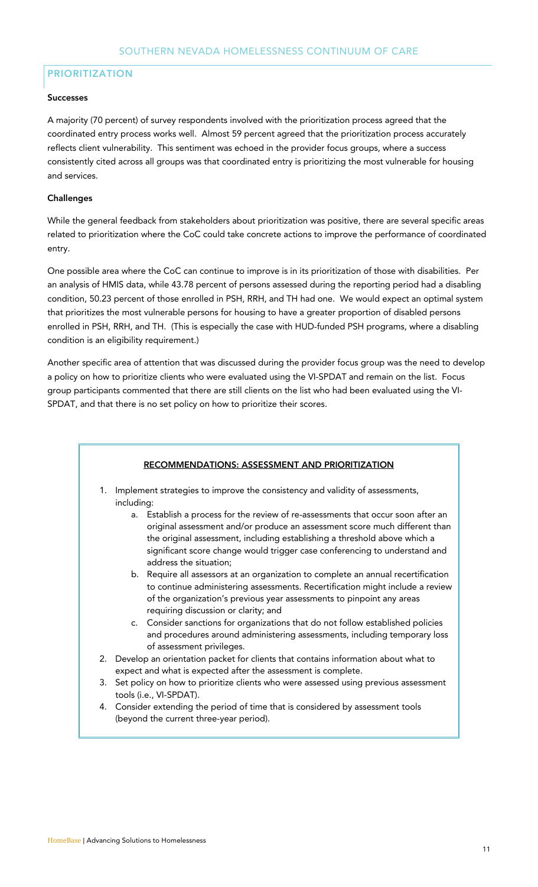## PRIORITIZATION

**Successes**

A majority (70 percent) of survey respondents involved with the prioritization process agreed that the coordinated entry process works well. Almost 59 percent agreed that the prioritization process accurately reflects client vulnerability. This sentiment was echoed in the provider focus groups, where a success consistently cited across all groups was that coordinated entry is prioritizing the most vulnerable for housing and services.

**Challenges**

While the general feedback from stakeholders about prioritization was positive, there are several specific areas related to prioritization where the CoC could take concrete actions to improve the performance of coordinated entry.

One possible area where the CoC can continue to improve is in its prioritization of those with disabilities. Per an analysis of HMIS data, while 43.78 percent of persons assessed during the reporting period had a disabling condition, 50.23 percent of those enrolled in PSH, RRH, and TH had one. We would expect an optimal system that prioritizes the most vulnerable persons for housing to have a greater proportion of disabled persons enrolled in PSH, RRH, and TH. (This is especially the case with HUD-funded PSH programs, where a disabling condition is an eligibility requirement.)

Another specific area of attention that was discussed during the provider focus group was the need to develop a policy on how to prioritize clients who were evaluated using the VI-SPDAT and remain on the list. Focus group participants commented that there are still clients on the list who had been evaluated using the VI-SPDAT, and that there is no set policy on how to prioritize their scores.

**RECOMMENDATIONS: ASSESSMENT AND PRIORITIZATION**

1. Implement strategies to improve the consistency and validity of assessments, including:
   a. Establish a process for the review of re-assessments that occur soon after an original assessment and/or produce an assessment score much different than the original assessment, including establishing a threshold above which a significant score change would trigger case conferencing to understand and address the situation;
   b. Require all assessors at an organization to complete an annual recertification to continue administering assessments. Recertification might include a review of the organization's previous year assessments to pinpoint any areas requiring discussion or clarity; and
   c. Consider sanctions for organizations that do not follow established policies and procedures around administering assessments, including temporary loss of assessment privileges.
2. Develop an orientation packet for clients that contains information about what to expect and what is expected after the assessment is complete.
3. Set policy on how to prioritize clients who were assessed using previous assessment tools (i.e., VI-SPDAT).
4. Consider extending the period of time that is considered by assessment tools (beyond the current three-year period).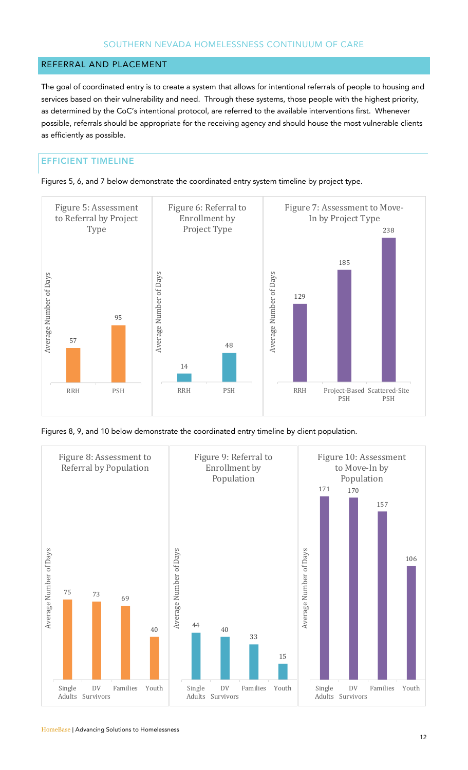## REFERRAL AND PLACEMENT

The goal of coordinated entry is to create a system that allows for intentional referrals of people to housing and services based on their vulnerability and need. Through these systems, those people with the highest priority, as determined by the CoC's intentional protocol, are referred to the available interventions first. Whenever possible, referrals should be appropriate for the receiving agency and should house the most vulnerable clients as efficiently as possible.

### EFFICIENT TIMELINE

Figures 5, 6, and 7 below demonstrate the coordinated entry system timeline by project type.

**Figure 5: Assessment to Referral by Project Type** (Average Number of Days)

| Project Type | Average Number of Days |
|---|---|
| RRH | 57 |
| PSH | 95 |

**Figure 6: Referral to Enrollment by Project Type** (Average Number of Days)

| Project Type | Average Number of Days |
|---|---|
| RRH | 14 |
| PSH | 48 |

**Figure 7: Assessment to Move-In by Project Type** (Average Number of Days)

| Project Type | Average Number of Days |
|---|---|
| RRH | 129 |
| Project-Based PSH | 185 |
| Scattered-Site PSH | 238 |

Figures 8, 9, and 10 below demonstrate the coordinated entry timeline by client population.

**Figure 8: Assessment to Referral by Population** (Average Number of Days)

| Population | Average Number of Days |
|---|---|
| Single Adults | 75 |
| DV Survivors | 73 |
| Families | 69 |
| Youth | 40 |

**Figure 9: Referral to Enrollment by Population** (Average Number of Days)

| Population | Average Number of Days |
|---|---|
| Single Adults | 44 |
| DV Survivors | 40 |
| Families | 33 |
| Youth | 15 |

**Figure 10: Assessment to Move-In by Population** (Average Number of Days)

| Population | Average Number of Days |
|---|---|
| Single Adults | 171 |
| DV Survivors | 170 |
| Families | 157 |
| Youth | 106 |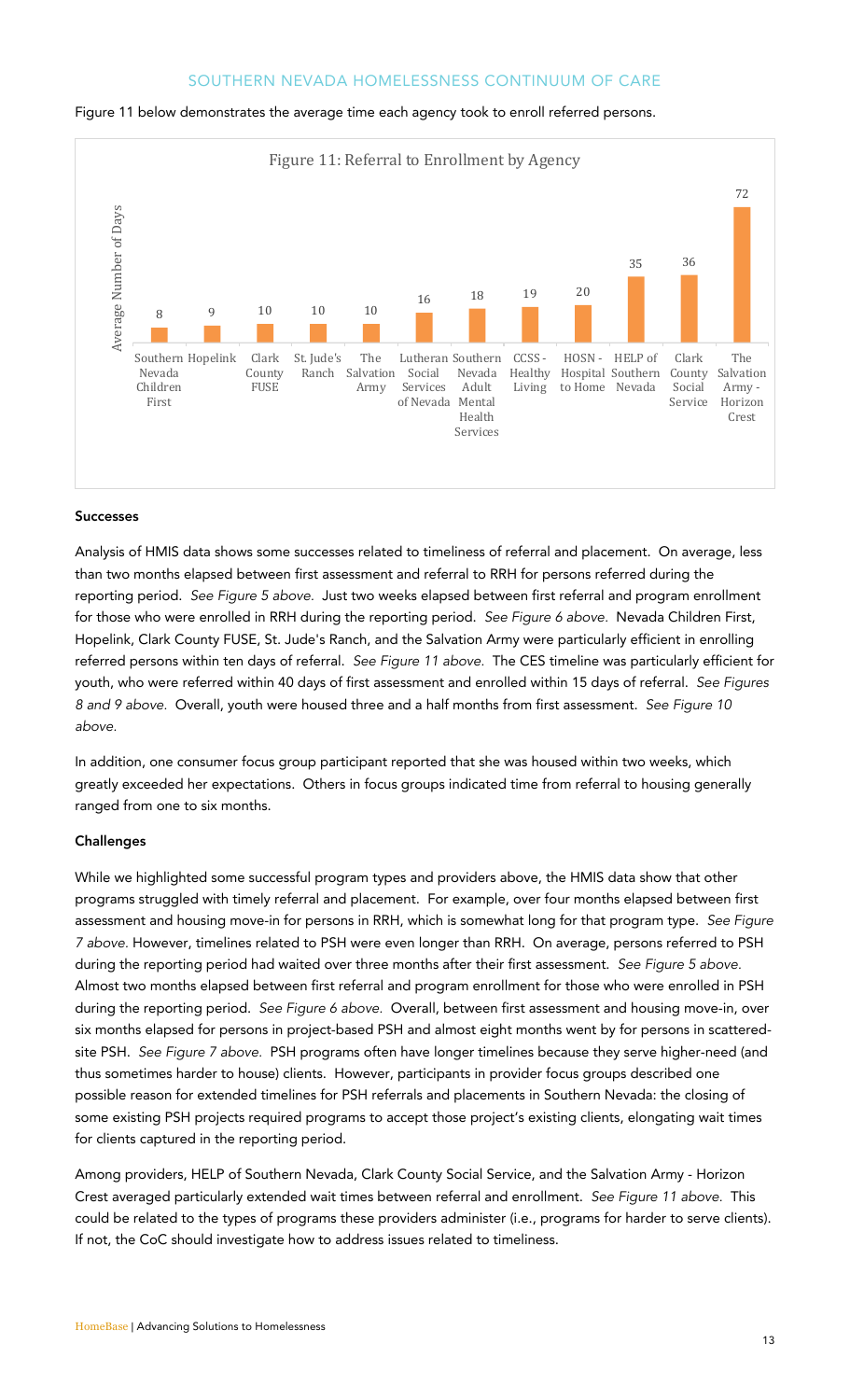Figure 11 below demonstrates the average time each agency took to enroll referred persons.

**Figure 11: Referral to Enrollment by Agency**

| Agency | Average Number of Days |
|---|---|
| Southern Nevada Children First | 8 |
| Hopelink | 9 |
| Clark County FUSE | 10 |
| St. Jude's Ranch | 10 |
| The Salvation Army | 10 |
| Lutheran Social Services of Nevada | 16 |
| Southern Nevada Adult Mental Health Services | 18 |
| CCSS - Healthy Living | 19 |
| HOSN - Hospital to Home | 20 |
| HELP of Southern Nevada | 35 |
| Clark County Social Service | 36 |
| The Salvation Army - Horizon Crest | 72 |

#### Successes

Analysis of HMIS data shows some successes related to timeliness of referral and placement. On average, less than two months elapsed between first assessment and referral to RRH for persons referred during the reporting period. *See Figure 5 above.* Just two weeks elapsed between first referral and program enrollment for those who were enrolled in RRH during the reporting period. *See Figure 6 above.* Nevada Children First, Hopelink, Clark County FUSE, St. Jude's Ranch, and the Salvation Army were particularly efficient in enrolling referred persons within ten days of referral. *See Figure 11 above.* The CES timeline was particularly efficient for youth, who were referred within 40 days of first assessment and enrolled within 15 days of referral. *See Figures 8 and 9 above.* Overall, youth were housed three and a half months from first assessment. *See Figure 10 above.*

In addition, one consumer focus group participant reported that she was housed within two weeks, which greatly exceeded her expectations. Others in focus groups indicated time from referral to housing generally ranged from one to six months.

#### Challenges

While we highlighted some successful program types and providers above, the HMIS data show that other programs struggled with timely referral and placement. For example, over four months elapsed between first assessment and housing move-in for persons in RRH, which is somewhat long for that program type. *See Figure 7 above.* However, timelines related to PSH were even longer than RRH. On average, persons referred to PSH during the reporting period had waited over three months after their first assessment. *See Figure 5 above.* Almost two months elapsed between first referral and program enrollment for those who were enrolled in PSH during the reporting period. *See Figure 6 above.* Overall, between first assessment and housing move-in, over six months elapsed for persons in project-based PSH and almost eight months went by for persons in scattered-site PSH. *See Figure 7 above.* PSH programs often have longer timelines because they serve higher-need (and thus sometimes harder to house) clients. However, participants in provider focus groups described one possible reason for extended timelines for PSH referrals and placements in Southern Nevada: the closing of some existing PSH projects required programs to accept those project's existing clients, elongating wait times for clients captured in the reporting period.

Among providers, HELP of Southern Nevada, Clark County Social Service, and the Salvation Army - Horizon Crest averaged particularly extended wait times between referral and enrollment. *See Figure 11 above.* This could be related to the types of programs these providers administer (i.e., programs for harder to serve clients). If not, the CoC should investigate how to address issues related to timeliness.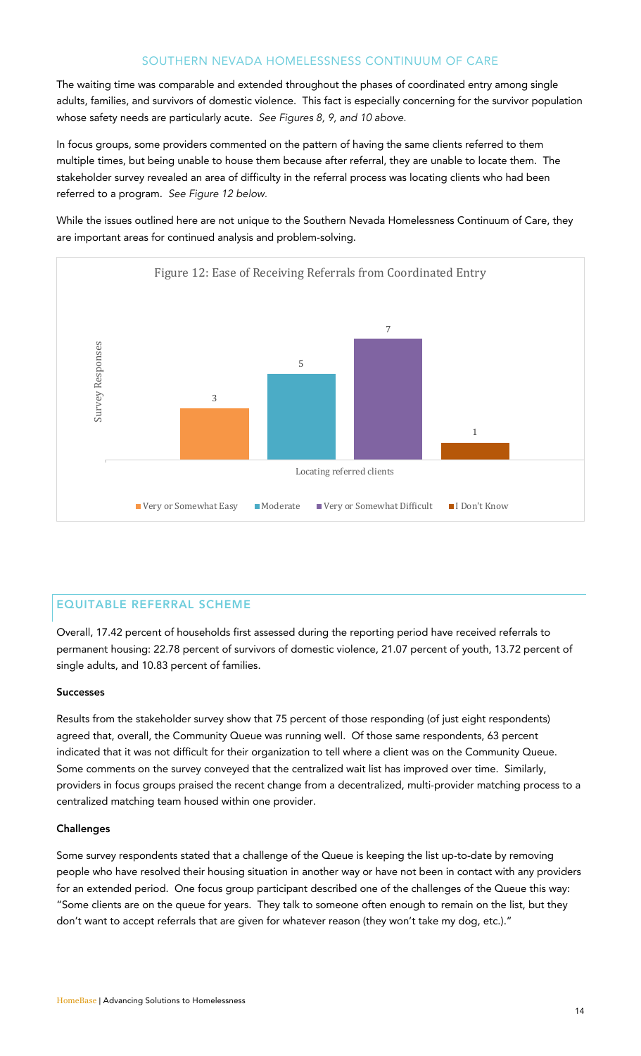The waiting time was comparable and extended throughout the phases of coordinated entry among single adults, families, and survivors of domestic violence. This fact is especially concerning for the survivor population whose safety needs are particularly acute. *See Figures 8, 9, and 10 above.*

In focus groups, some providers commented on the pattern of having the same clients referred to them multiple times, but being unable to house them because after referral, they are unable to locate them. The stakeholder survey revealed an area of difficulty in the referral process was locating clients who had been referred to a program. *See Figure 12 below.*

While the issues outlined here are not unique to the Southern Nevada Homelessness Continuum of Care, they are important areas for continued analysis and problem-solving.

Figure 12: Ease of Receiving Referrals from Coordinated Entry

| Survey Responses | Very or Somewhat Easy | Moderate | Very or Somewhat Difficult | I Don't Know |
|---|---|---|---|---|
| Locating referred clients | 3 | 5 | 7 | 1 |

## EQUITABLE REFERRAL SCHEME

Overall, 17.42 percent of households first assessed during the reporting period have received referrals to permanent housing: 22.78 percent of survivors of domestic violence, 21.07 percent of youth, 13.72 percent of single adults, and 10.83 percent of families.

**Successes**

Results from the stakeholder survey show that 75 percent of those responding (of just eight respondents) agreed that, overall, the Community Queue was running well. Of those same respondents, 63 percent indicated that it was not difficult for their organization to tell where a client was on the Community Queue. Some comments on the survey conveyed that the centralized wait list has improved over time. Similarly, providers in focus groups praised the recent change from a decentralized, multi-provider matching process to a centralized matching team housed within one provider.

**Challenges**

Some survey respondents stated that a challenge of the Queue is keeping the list up-to-date by removing people who have resolved their housing situation in another way or have not been in contact with any providers for an extended period. One focus group participant described one of the challenges of the Queue this way: "Some clients are on the queue for years. They talk to someone often enough to remain on the list, but they don't want to accept referrals that are given for whatever reason (they won't take my dog, etc.)."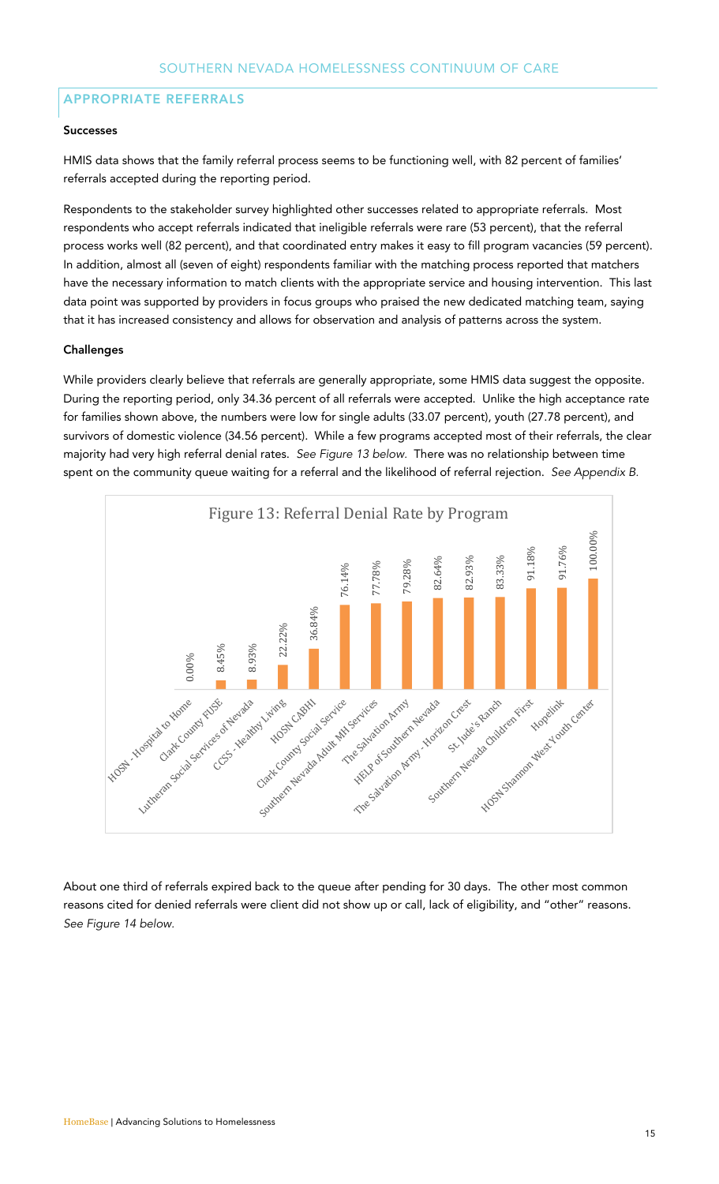## APPROPRIATE REFERRALS

### Successes

HMIS data shows that the family referral process seems to be functioning well, with 82 percent of families' referrals accepted during the reporting period.

Respondents to the stakeholder survey highlighted other successes related to appropriate referrals. Most respondents who accept referrals indicated that ineligible referrals were rare (53 percent), that the referral process works well (82 percent), and that coordinated entry makes it easy to fill program vacancies (59 percent). In addition, almost all (seven of eight) respondents familiar with the matching process reported that matchers have the necessary information to match clients with the appropriate service and housing intervention. This last data point was supported by providers in focus groups who praised the new dedicated matching team, saying that it has increased consistency and allows for observation and analysis of patterns across the system.

### Challenges

While providers clearly believe that referrals are generally appropriate, some HMIS data suggest the opposite. During the reporting period, only 34.36 percent of all referrals were accepted. Unlike the high acceptance rate for families shown above, the numbers were low for single adults (33.07 percent), youth (27.78 percent), and survivors of domestic violence (34.56 percent). While a few programs accepted most of their referrals, the clear majority had very high referral denial rates. *See Figure 13 below.* There was no relationship between time spent on the community queue waiting for a referral and the likelihood of referral rejection. *See Appendix B.*

**Figure 13: Referral Denial Rate by Program**

| Program | Referral Denial Rate |
|---|---|
| HOSN - Hospital to Home | 0.00% |
| Clark County FUSE | 8.45% |
| Lutheran Social Services of Nevada | 8.93% |
| CCSS - Healthy Living | 22.22% |
| HOSN CABHI | 36.84% |
| Clark County Social Service | 76.14% |
| Southern Nevada Adult MH Services | 77.78% |
| The Salvation Army | 79.28% |
| HELP of Southern Nevada | 82.64% |
| The Salvation Army - Horizon Crest | 82.93% |
| St. Jude's Ranch | 83.33% |
| Southern Nevada Children First | 91.18% |
| Hopelink | 91.76% |
| HOSN Shannon West Youth Center | 100.00% |

About one third of referrals expired back to the queue after pending for 30 days. The other most common reasons cited for denied referrals were client did not show up or call, lack of eligibility, and "other" reasons. *See Figure 14 below.*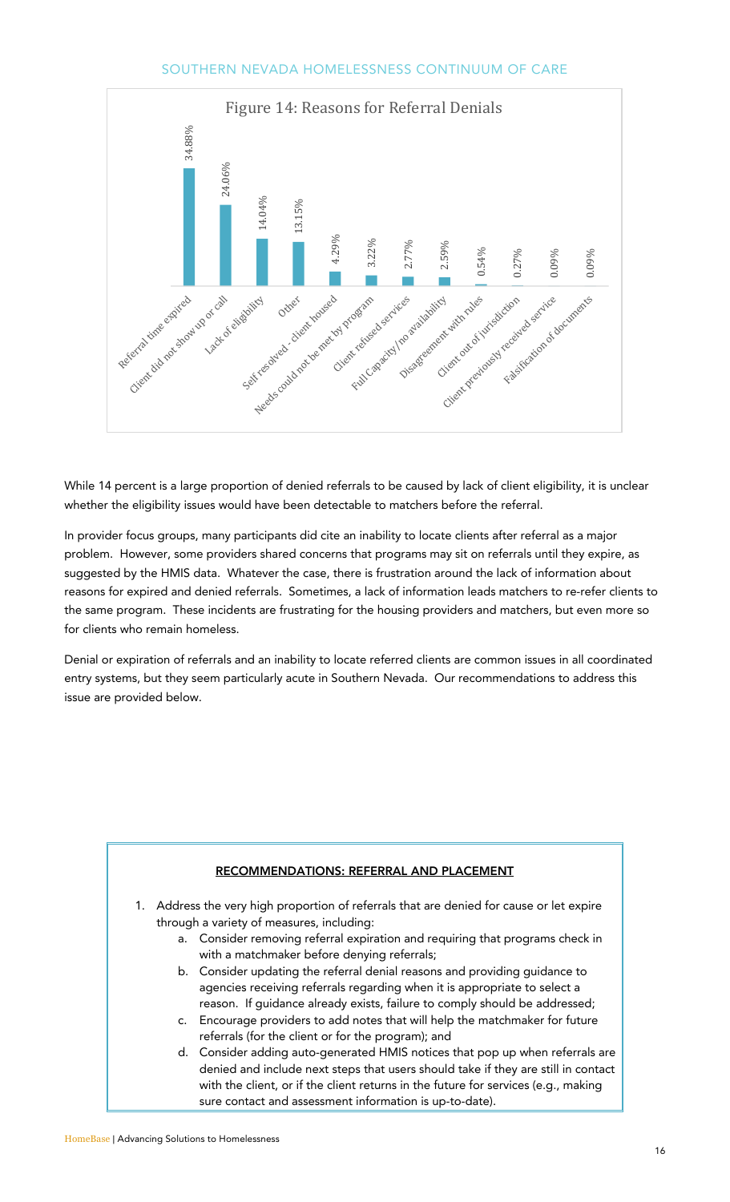Figure 14: Reasons for Referral Denials

| Reason | Percentage |
| --- | --- |
| Referral time expired | 34.88% |
| Client did not show up or call | 24.06% |
| Lack of eligibility | 14.04% |
| Other | 13.15% |
| Self resolved - client housed | 4.29% |
| Needs could not be met by program | 3.22% |
| Client refused services | 2.77% |
| Full Capacity/no availability | 2.59% |
| Disagreement with rules | 0.54% |
| Client out of jurisdiction | 0.27% |
| Client previously received service | 0.09% |
| Falsification of documents | 0.09% |

While 14 percent is a large proportion of denied referrals to be caused by lack of client eligibility, it is unclear whether the eligibility issues would have been detectable to matchers before the referral.

In provider focus groups, many participants did cite an inability to locate clients after referral as a major problem. However, some providers shared concerns that programs may sit on referrals until they expire, as suggested by the HMIS data. Whatever the case, there is frustration around the lack of information about reasons for expired and denied referrals. Sometimes, a lack of information leads matchers to re-refer clients to the same program. These incidents are frustrating for the housing providers and matchers, but even more so for clients who remain homeless.

Denial or expiration of referrals and an inability to locate referred clients are common issues in all coordinated entry systems, but they seem particularly acute in Southern Nevada. Our recommendations to address this issue are provided below.

**RECOMMENDATIONS: REFERRAL AND PLACEMENT**

1. Address the very high proportion of referrals that are denied for cause or let expire through a variety of measures, including:
   a. Consider removing referral expiration and requiring that programs check in with a matchmaker before denying referrals;
   b. Consider updating the referral denial reasons and providing guidance to agencies receiving referrals regarding when it is appropriate to select a reason. If guidance already exists, failure to comply should be addressed;
   c. Encourage providers to add notes that will help the matchmaker for future referrals (for the client or for the program); and
   d. Consider adding auto-generated HMIS notices that pop up when referrals are denied and include next steps that users should take if they are still in contact with the client, or if the client returns in the future for services (e.g., making sure contact and assessment information is up-to-date).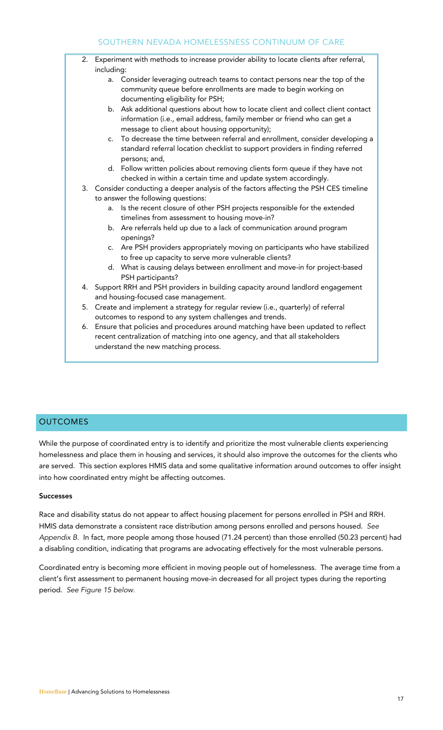2. Experiment with methods to increase provider ability to locate clients after referral, including:
    a. Consider leveraging outreach teams to contact persons near the top of the community queue before enrollments are made to begin working on documenting eligibility for PSH;
    b. Ask additional questions about how to locate client and collect client contact information (i.e., email address, family member or friend who can get a message to client about housing opportunity);
    c. To decrease the time between referral and enrollment, consider developing a standard referral location checklist to support providers in finding referred persons; and,
    d. Follow written policies about removing clients form queue if they have not checked in within a certain time and update system accordingly.
3. Consider conducting a deeper analysis of the factors affecting the PSH CES timeline to answer the following questions:
    a. Is the recent closure of other PSH projects responsible for the extended timelines from assessment to housing move-in?
    b. Are referrals held up due to a lack of communication around program openings?
    c. Are PSH providers appropriately moving on participants who have stabilized to free up capacity to serve more vulnerable clients?
    d. What is causing delays between enrollment and move-in for project-based PSH participants?
4. Support RRH and PSH providers in building capacity around landlord engagement and housing-focused case management.
5. Create and implement a strategy for regular review (i.e., quarterly) of referral outcomes to respond to any system challenges and trends.
6. Ensure that policies and procedures around matching have been updated to reflect recent centralization of matching into one agency, and that all stakeholders understand the new matching process.

## OUTCOMES

While the purpose of coordinated entry is to identify and prioritize the most vulnerable clients experiencing homelessness and place them in housing and services, it should also improve the outcomes for the clients who are served. This section explores HMIS data and some qualitative information around outcomes to offer insight into how coordinated entry might be affecting outcomes.

**Successes**

Race and disability status do not appear to affect housing placement for persons enrolled in PSH and RRH. HMIS data demonstrate a consistent race distribution among persons enrolled and persons housed. *See Appendix B.* In fact, more people among those housed (71.24 percent) than those enrolled (50.23 percent) had a disabling condition, indicating that programs are advocating effectively for the most vulnerable persons.

Coordinated entry is becoming more efficient in moving people out of homelessness. The average time from a client's first assessment to permanent housing move-in decreased for all project types during the reporting period. *See Figure 15 below.*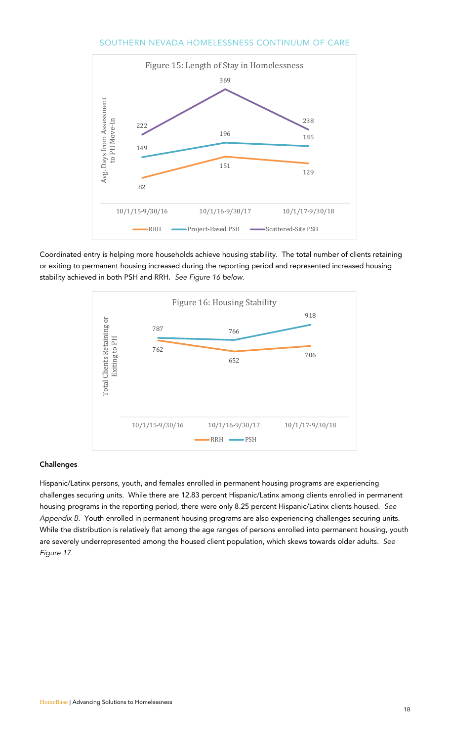Figure 15: Length of Stay in Homelessness

| Avg. Days from Assessment to PH Move-In | 10/1/15-9/30/16 | 10/1/16-9/30/17 | 10/1/17-9/30/18 |
| --- | --- | --- | --- |
| RRH | 82 | 151 | 129 |
| Project-Based PSH | 149 | 196 | 185 |
| Scattered-Site PSH | 222 | 369 | 238 |

Coordinated entry is helping more households achieve housing stability. The total number of clients retaining or exiting to permanent housing increased during the reporting period and represented increased housing stability achieved in both PSH and RRH. *See Figure 16 below.*

Figure 16: Housing Stability

| Total Clients Retaining or Exiting to PH | 10/1/15-9/30/16 | 10/1/16-9/30/17 | 10/1/17-9/30/18 |
| --- | --- | --- | --- |
| RRH | 762 | 652 | 706 |
| PSH | 787 | 766 | 918 |

**Challenges**

Hispanic/Latinx persons, youth, and females enrolled in permanent housing programs are experiencing challenges securing units. While there are 12.83 percent Hispanic/Latinx among clients enrolled in permanent housing programs in the reporting period, there were only 8.25 percent Hispanic/Latinx clients housed. *See Appendix B.* Youth enrolled in permanent housing programs are also experiencing challenges securing units. While the distribution is relatively flat among the age ranges of persons enrolled into permanent housing, youth are severely underrepresented among the housed client population, which skews towards older adults. *See Figure 17.*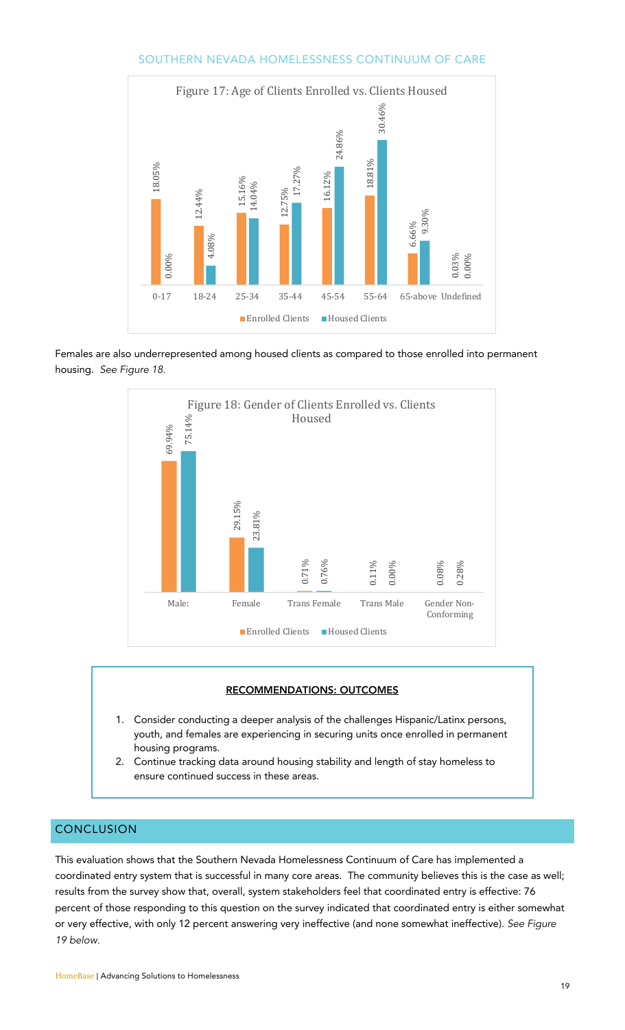Figure 17: Age of Clients Enrolled vs. Clients Housed

| Age | Enrolled Clients | Housed Clients |
| --- | --- | --- |
| 0-17 | 18.05% | 0.00% |
| 18-24 | 12.44% | 4.08% |
| 25-34 | 15.16% | 14.04% |
| 35-44 | 12.75% | 17.27% |
| 45-54 | 16.12% | 24.86% |
| 55-64 | 18.81% | 30.46% |
| 65-above | 6.66% | 9.30% |
| Undefined | 0.03% | 0.00% |

Females are also underrepresented among housed clients as compared to those enrolled into permanent housing. *See Figure 18.*

Figure 18: Gender of Clients Enrolled vs. Clients Housed

| Gender | Enrolled Clients | Housed Clients |
| --- | --- | --- |
| Male: | 69.94% | 75.14% |
| Female | 29.15% | 23.81% |
| Trans Female | 0.71% | 0.76% |
| Trans Male | 0.11% | 0.00% |
| Gender Non-Conforming | 0.08% | 0.28% |

**RECOMMENDATIONS: OUTCOMES**

1. Consider conducting a deeper analysis of the challenges Hispanic/Latinx persons, youth, and females are experiencing in securing units once enrolled in permanent housing programs.
2. Continue tracking data around housing stability and length of stay homeless to ensure continued success in these areas.

## CONCLUSION

This evaluation shows that the Southern Nevada Homelessness Continuum of Care has implemented a coordinated entry system that is successful in many core areas. The community believes this is the case as well; results from the survey show that, overall, system stakeholders feel that coordinated entry is effective: 76 percent of those responding to this question on the survey indicated that coordinated entry is either somewhat or very effective, with only 12 percent answering very ineffective (and none somewhat ineffective). *See Figure 19 below.*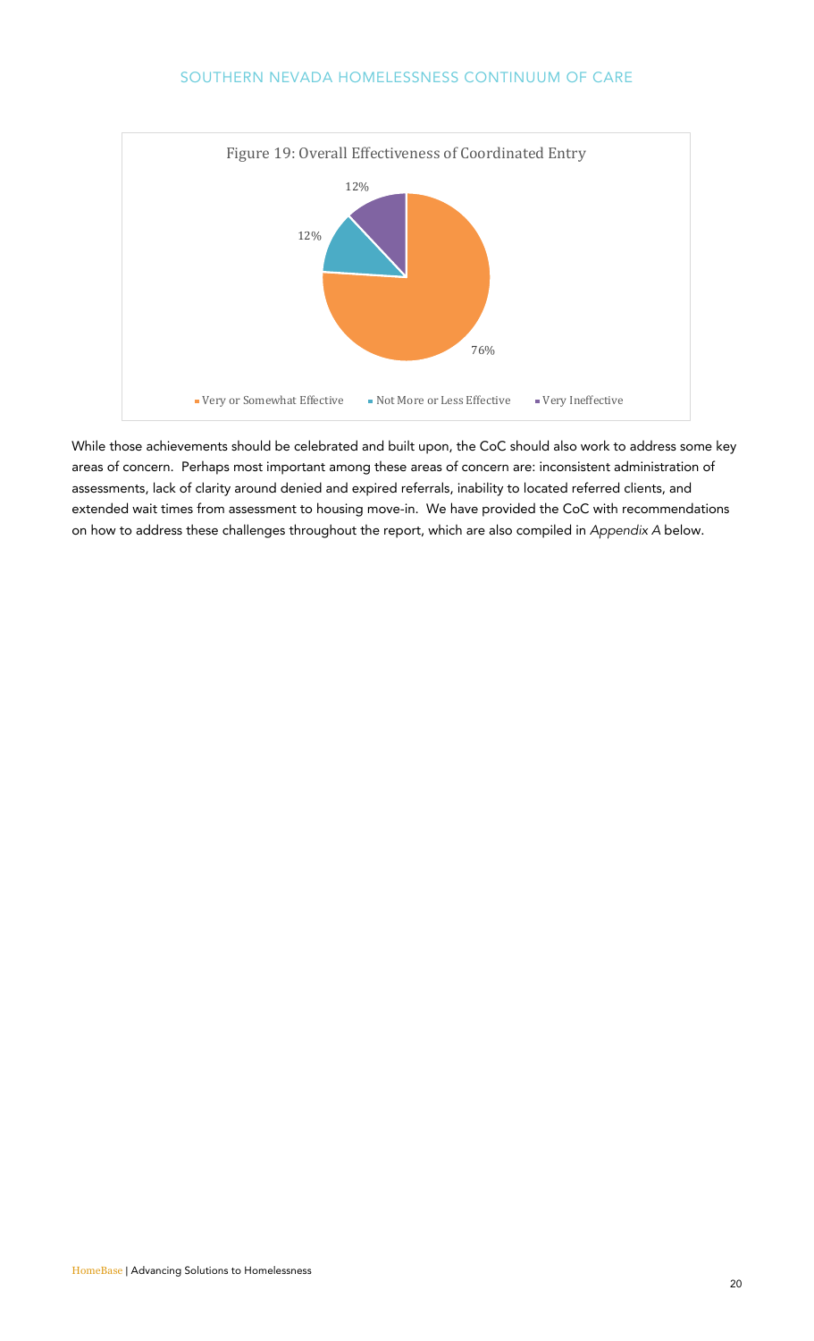Figure 19: Overall Effectiveness of Coordinated Entry

| Response | Percentage |
| --- | --- |
| Very or Somewhat Effective | 76% |
| Not More or Less Effective | 12% |
| Very Ineffective | 12% |

While those achievements should be celebrated and built upon, the CoC should also work to address some key areas of concern. Perhaps most important among these areas of concern are: inconsistent administration of assessments, lack of clarity around denied and expired referrals, inability to located referred clients, and extended wait times from assessment to housing move-in. We have provided the CoC with recommendations on how to address these challenges throughout the report, which are also compiled in *Appendix A* below.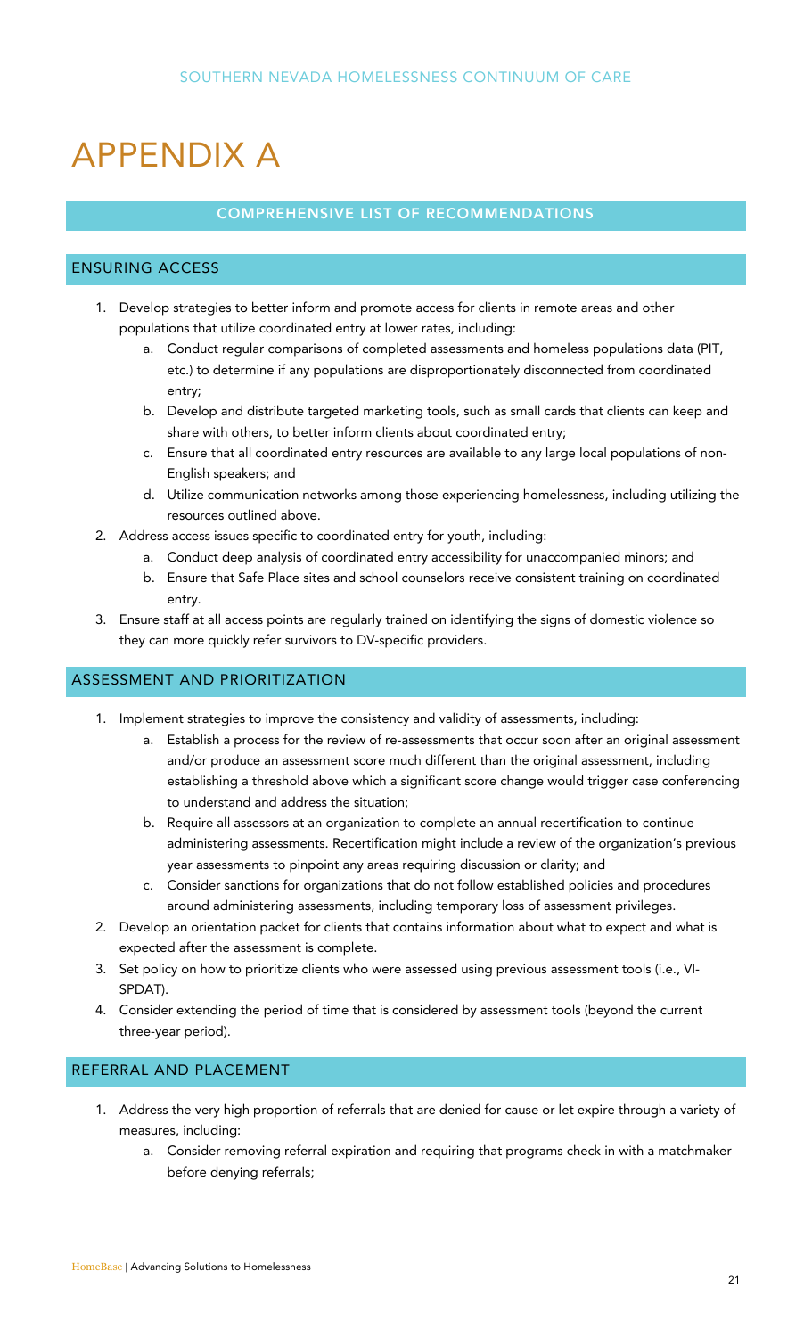# APPENDIX A

## COMPREHENSIVE LIST OF RECOMMENDATIONS

### ENSURING ACCESS

1. Develop strategies to better inform and promote access for clients in remote areas and other populations that utilize coordinated entry at lower rates, including:
   a. Conduct regular comparisons of completed assessments and homeless populations data (PIT, etc.) to determine if any populations are disproportionately disconnected from coordinated entry;
   b. Develop and distribute targeted marketing tools, such as small cards that clients can keep and share with others, to better inform clients about coordinated entry;
   c. Ensure that all coordinated entry resources are available to any large local populations of non-English speakers; and
   d. Utilize communication networks among those experiencing homelessness, including utilizing the resources outlined above.
2. Address access issues specific to coordinated entry for youth, including:
   a. Conduct deep analysis of coordinated entry accessibility for unaccompanied minors; and
   b. Ensure that Safe Place sites and school counselors receive consistent training on coordinated entry.
3. Ensure staff at all access points are regularly trained on identifying the signs of domestic violence so they can more quickly refer survivors to DV-specific providers.

### ASSESSMENT AND PRIORITIZATION

1. Implement strategies to improve the consistency and validity of assessments, including:
   a. Establish a process for the review of re-assessments that occur soon after an original assessment and/or produce an assessment score much different than the original assessment, including establishing a threshold above which a significant score change would trigger case conferencing to understand and address the situation;
   b. Require all assessors at an organization to complete an annual recertification to continue administering assessments. Recertification might include a review of the organization's previous year assessments to pinpoint any areas requiring discussion or clarity; and
   c. Consider sanctions for organizations that do not follow established policies and procedures around administering assessments, including temporary loss of assessment privileges.
2. Develop an orientation packet for clients that contains information about what to expect and what is expected after the assessment is complete.
3. Set policy on how to prioritize clients who were assessed using previous assessment tools (i.e., VI-SPDAT).
4. Consider extending the period of time that is considered by assessment tools (beyond the current three-year period).

### REFERRAL AND PLACEMENT

1. Address the very high proportion of referrals that are denied for cause or let expire through a variety of measures, including:
   a. Consider removing referral expiration and requiring that programs check in with a matchmaker before denying referrals;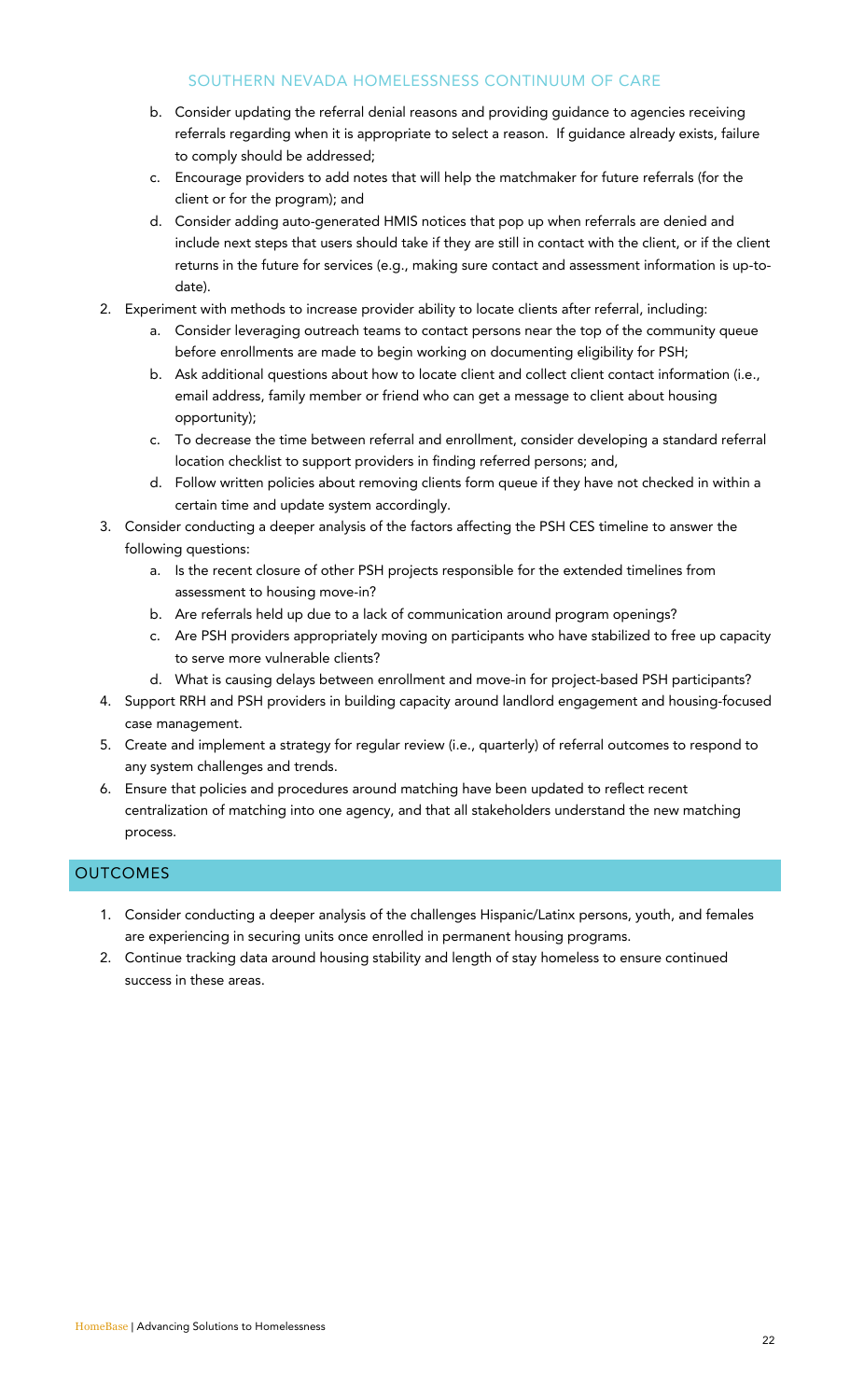b. Consider updating the referral denial reasons and providing guidance to agencies receiving referrals regarding when it is appropriate to select a reason. If guidance already exists, failure to comply should be addressed;
   c. Encourage providers to add notes that will help the matchmaker for future referrals (for the client or for the program); and
   d. Consider adding auto-generated HMIS notices that pop up when referrals are denied and include next steps that users should take if they are still in contact with the client, or if the client returns in the future for services (e.g., making sure contact and assessment information is up-to-date).
2. Experiment with methods to increase provider ability to locate clients after referral, including:
   a. Consider leveraging outreach teams to contact persons near the top of the community queue before enrollments are made to begin working on documenting eligibility for PSH;
   b. Ask additional questions about how to locate client and collect client contact information (i.e., email address, family member or friend who can get a message to client about housing opportunity);
   c. To decrease the time between referral and enrollment, consider developing a standard referral location checklist to support providers in finding referred persons; and,
   d. Follow written policies about removing clients form queue if they have not checked in within a certain time and update system accordingly.
3. Consider conducting a deeper analysis of the factors affecting the PSH CES timeline to answer the following questions:
   a. Is the recent closure of other PSH projects responsible for the extended timelines from assessment to housing move-in?
   b. Are referrals held up due to a lack of communication around program openings?
   c. Are PSH providers appropriately moving on participants who have stabilized to free up capacity to serve more vulnerable clients?
   d. What is causing delays between enrollment and move-in for project-based PSH participants?
4. Support RRH and PSH providers in building capacity around landlord engagement and housing-focused case management.
5. Create and implement a strategy for regular review (i.e., quarterly) of referral outcomes to respond to any system challenges and trends.
6. Ensure that policies and procedures around matching have been updated to reflect recent centralization of matching into one agency, and that all stakeholders understand the new matching process.

## OUTCOMES

1. Consider conducting a deeper analysis of the challenges Hispanic/Latinx persons, youth, and females are experiencing in securing units once enrolled in permanent housing programs.
2. Continue tracking data around housing stability and length of stay homeless to ensure continued success in these areas.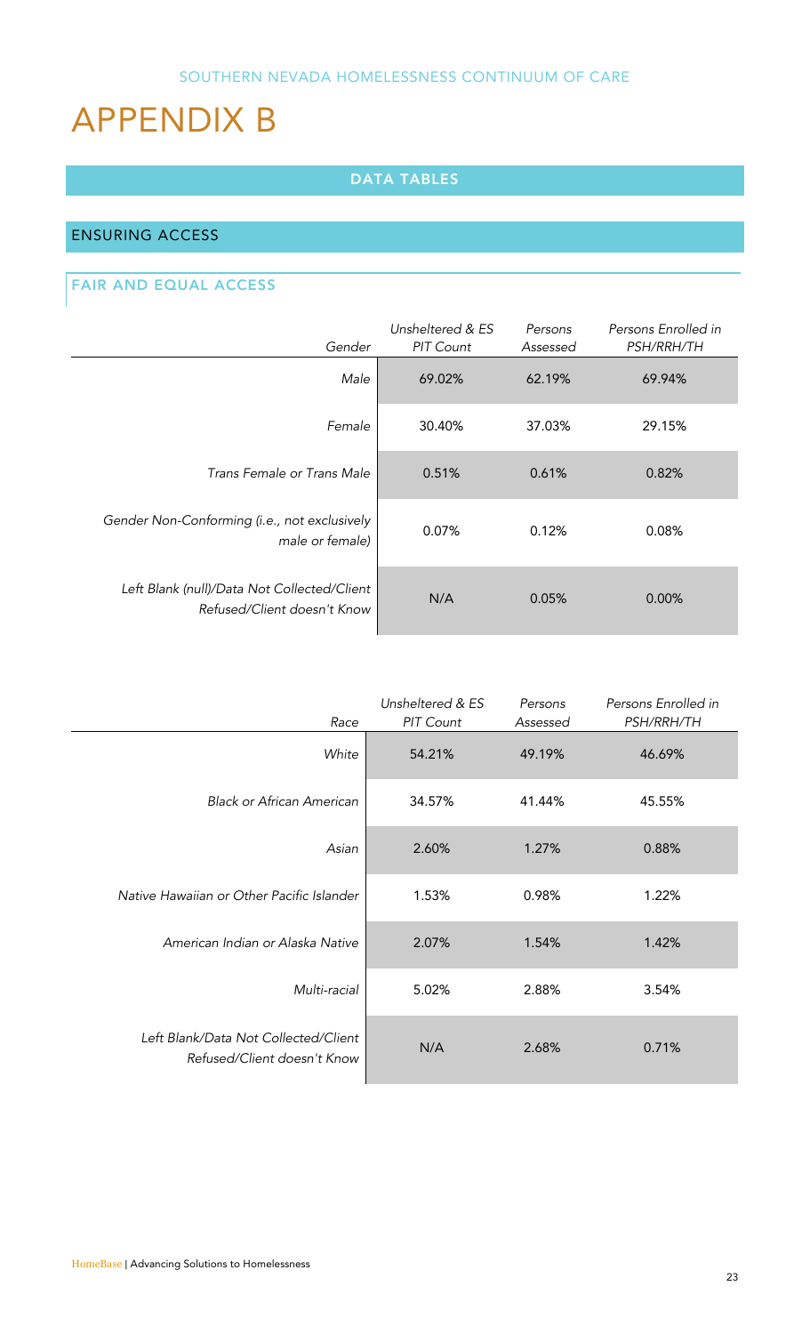# APPENDIX B

## DATA TABLES

### ENSURING ACCESS

#### FAIR AND EQUAL ACCESS

| *Gender* | *Unsheltered & ES PIT Count* | *Persons Assessed* | *Persons Enrolled in PSH/RRH/TH* |
|---|---|---|---|
| *Male* | 69.02% | 62.19% | 69.94% |
| *Female* | 30.40% | 37.03% | 29.15% |
| *Trans Female or Trans Male* | 0.51% | 0.61% | 0.82% |
| *Gender Non-Conforming (i.e., not exclusively male or female)* | 0.07% | 0.12% | 0.08% |
| *Left Blank (null)/Data Not Collected/Client Refused/Client doesn't Know* | N/A | 0.05% | 0.00% |

| *Race* | *Unsheltered & ES PIT Count* | *Persons Assessed* | *Persons Enrolled in PSH/RRH/TH* |
|---|---|---|---|
| *White* | 54.21% | 49.19% | 46.69% |
| *Black or African American* | 34.57% | 41.44% | 45.55% |
| *Asian* | 2.60% | 1.27% | 0.88% |
| *Native Hawaiian or Other Pacific Islander* | 1.53% | 0.98% | 1.22% |
| *American Indian or Alaska Native* | 2.07% | 1.54% | 1.42% |
| *Multi-racial* | 5.02% | 2.88% | 3.54% |
| *Left Blank/Data Not Collected/Client Refused/Client doesn't Know* | N/A | 2.68% | 0.71% |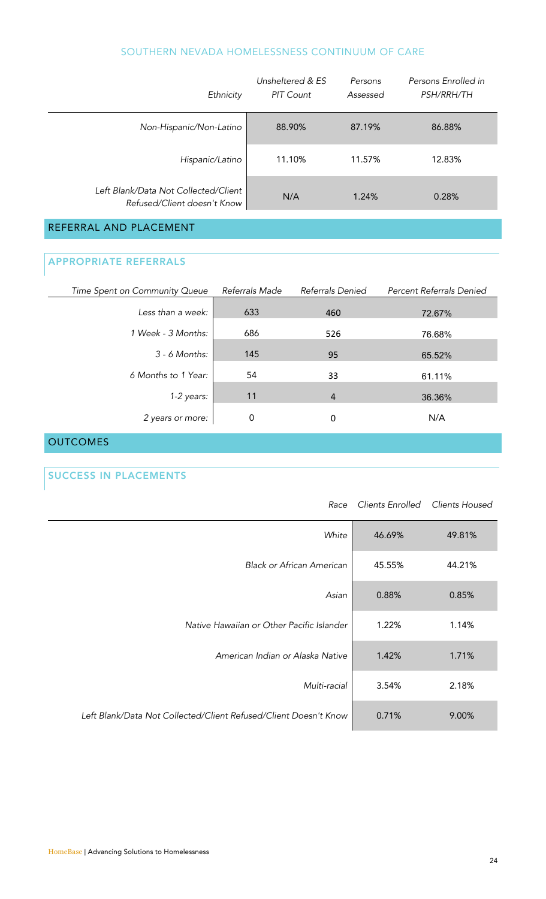## SOUTHERN NEVADA HOMELESSNESS CONTINUUM OF CARE

| *Ethnicity* | *Unsheltered & ES PIT Count* | *Persons Assessed* | *Persons Enrolled in PSH/RRH/TH* |
|---|---|---|---|
| *Non-Hispanic/Non-Latino* | 88.90% | 87.19% | 86.88% |
| *Hispanic/Latino* | 11.10% | 11.57% | 12.83% |
| *Left Blank/Data Not Collected/Client Refused/Client doesn't Know* | N/A | 1.24% | 0.28% |

## REFERRAL AND PLACEMENT

### APPROPRIATE REFERRALS

| *Time Spent on Community Queue* | *Referrals Made* | *Referrals Denied* | *Percent Referrals Denied* |
|---|---|---|---|
| *Less than a week:* | 633 | 460 | 72.67% |
| *1 Week - 3 Months:* | 686 | 526 | 76.68% |
| *3 - 6 Months:* | 145 | 95 | 65.52% |
| *6 Months to 1 Year:* | 54 | 33 | 61.11% |
| *1-2 years:* | 11 | 4 | 36.36% |
| *2 years or more:* | 0 | 0 | N/A |

## OUTCOMES

### SUCCESS IN PLACEMENTS

| *Race* | *Clients Enrolled* | *Clients Housed* |
|---|---|---|
| *White* | 46.69% | 49.81% |
| *Black or African American* | 45.55% | 44.21% |
| *Asian* | 0.88% | 0.85% |
| *Native Hawaiian or Other Pacific Islander* | 1.22% | 1.14% |
| *American Indian or Alaska Native* | 1.42% | 1.71% |
| *Multi-racial* | 3.54% | 2.18% |
| *Left Blank/Data Not Collected/Client Refused/Client Doesn't Know* | 0.71% | 9.00% |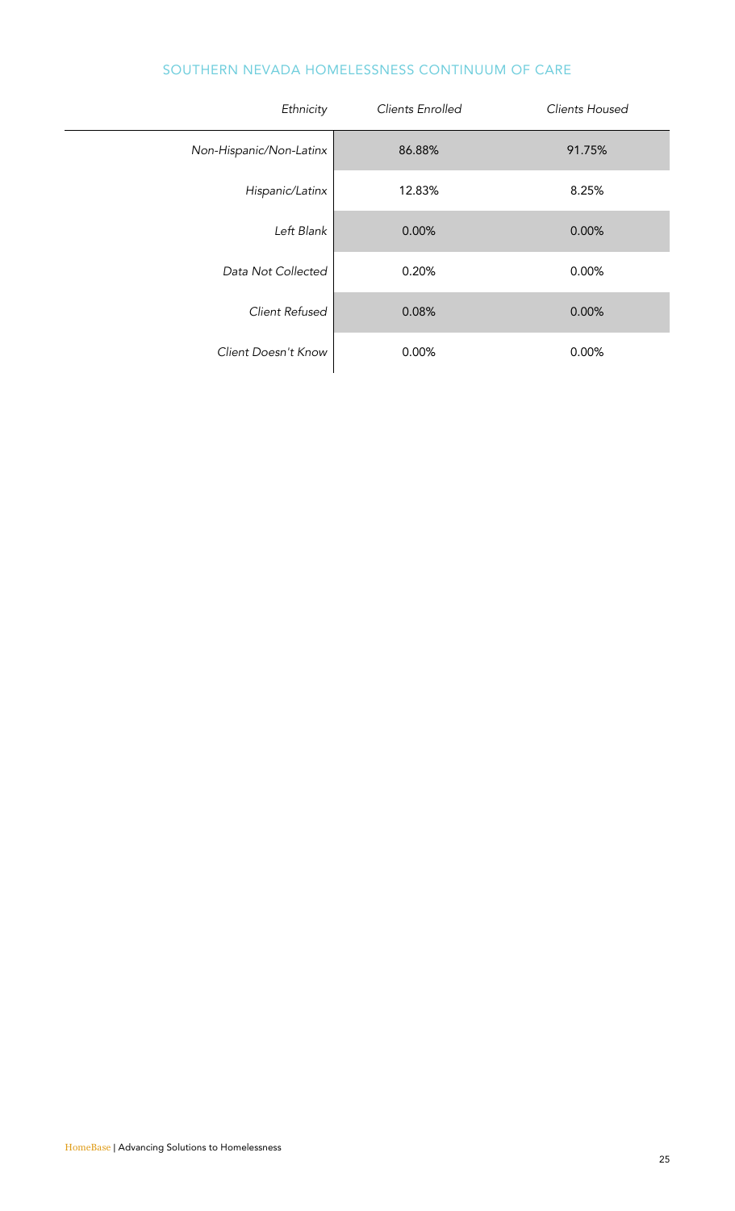SOUTHERN NEVADA HOMELESSNESS CONTINUUM OF CARE

| *Ethnicity* | *Clients Enrolled* | *Clients Housed* |
|---|---|---|
| *Non-Hispanic/Non-Latinx* | 86.88% | 91.75% |
| *Hispanic/Latinx* | 12.83% | 8.25% |
| *Left Blank* | 0.00% | 0.00% |
| *Data Not Collected* | 0.20% | 0.00% |
| *Client Refused* | 0.08% | 0.00% |
| *Client Doesn't Know* | 0.00% | 0.00% |